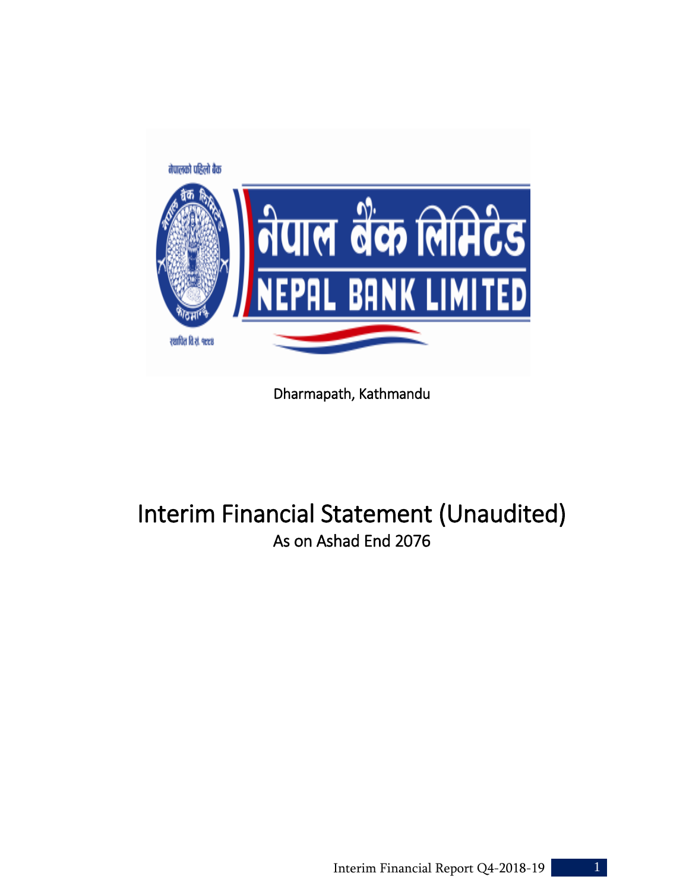नेपाल बैंक लिमिटेड

NEPAL BANK LIMITED

Dharmapath, Kathmandu

# Interim Financial Statement (Unaudited)

As on Ashad End 2076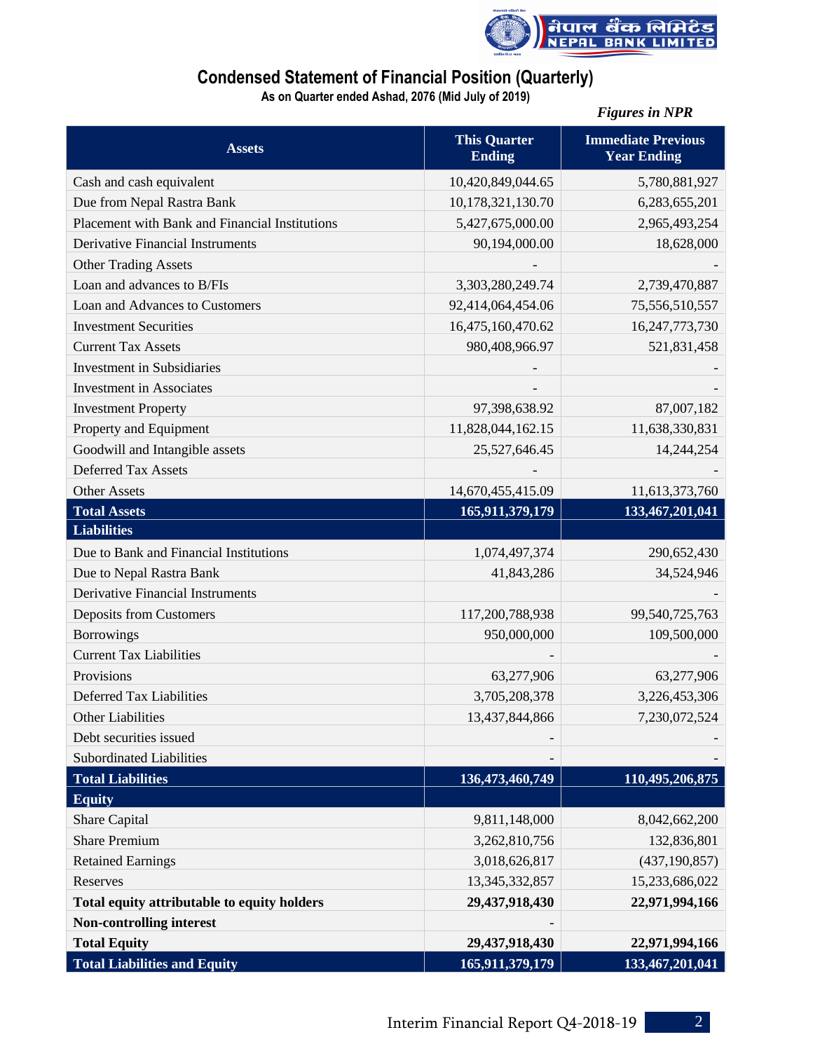# Condensed Statement of Financial Position (Quarterly)

**As on Quarter ended Ashad, 2076 (Mid July of 2019)**

*Figures in NPR*

| Assets | This Quarter Ending | Immediate Previous Year Ending |
|---|---|---|
| Cash and cash equivalent | 10,420,849,044.65 | 5,780,881,927 |
| Due from Nepal Rastra Bank | 10,178,321,130.70 | 6,283,655,201 |
| Placement with Bank and Financial Institutions | 5,427,675,000.00 | 2,965,493,254 |
| Derivative Financial Instruments | 90,194,000.00 | 18,628,000 |
| Other Trading Assets | - | - |
| Loan and advances to B/FIs | 3,303,280,249.74 | 2,739,470,887 |
| Loan and Advances to Customers | 92,414,064,454.06 | 75,556,510,557 |
| Investment Securities | 16,475,160,470.62 | 16,247,773,730 |
| Current Tax Assets | 980,408,966.97 | 521,831,458 |
| Investment in Subsidiaries | - | - |
| Investment in Associates | - | - |
| Investment Property | 97,398,638.92 | 87,007,182 |
| Property and Equipment | 11,828,044,162.15 | 11,638,330,831 |
| Goodwill and Intangible assets | 25,527,646.45 | 14,244,254 |
| Deferred Tax Assets | - | - |
| Other Assets | 14,670,455,415.09 | 11,613,373,760 |
| **Total Assets** | **165,911,379,179** | **133,467,201,041** |
| **Liabilities** | | |
| Due to Bank and Financial Institutions | 1,074,497,374 | 290,652,430 |
| Due to Nepal Rastra Bank | 41,843,286 | 34,524,946 |
| Derivative Financial Instruments | | - |
| Deposits from Customers | 117,200,788,938 | 99,540,725,763 |
| Borrowings | 950,000,000 | 109,500,000 |
| Current Tax Liabilities | - | - |
| Provisions | 63,277,906 | 63,277,906 |
| Deferred Tax Liabilities | 3,705,208,378 | 3,226,453,306 |
| Other Liabilities | 13,437,844,866 | 7,230,072,524 |
| Debt securities issued | - | - |
| Subordinated Liabilities | - | - |
| **Total Liabilities** | **136,473,460,749** | **110,495,206,875** |
| **Equity** | | |
| Share Capital | 9,811,148,000 | 8,042,662,200 |
| Share Premium | 3,262,810,756 | 132,836,801 |
| Retained Earnings | 3,018,626,817 | (437,190,857) |
| Reserves | 13,345,332,857 | 15,233,686,022 |
| **Total equity attributable to equity holders** | **29,437,918,430** | **22,971,994,166** |
| **Non-controlling interest** | - | |
| **Total Equity** | **29,437,918,430** | **22,971,994,166** |
| **Total Liabilities and Equity** | **165,911,379,179** | **133,467,201,041** |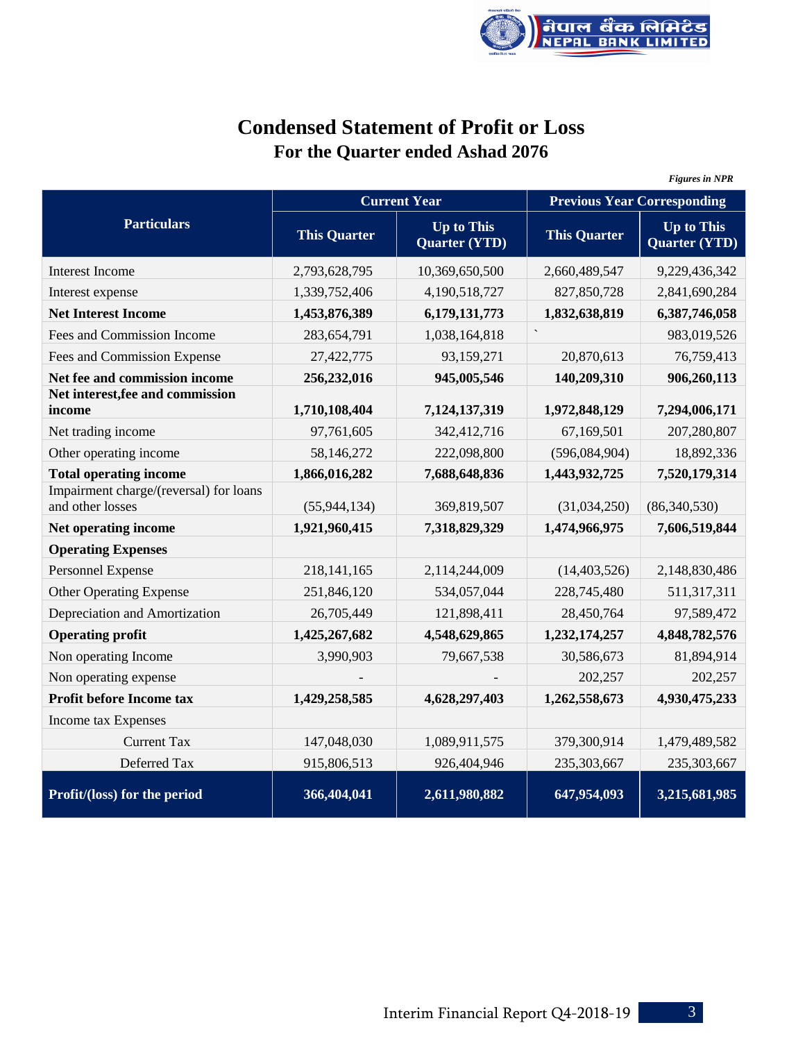# Condensed Statement of Profit or Loss

## For the Quarter ended Ashad 2076

*Figures in NPR*

| Particulars | Current Year | | Previous Year Corresponding | |
|---|---|---|---|---|
| | This Quarter | Up to This Quarter (YTD) | This Quarter | Up to This Quarter (YTD) |
| Interest Income | 2,793,628,795 | 10,369,650,500 | 2,660,489,547 | 9,229,436,342 |
| Interest expense | 1,339,752,406 | 4,190,518,727 | 827,850,728 | 2,841,690,284 |
| **Net Interest Income** | **1,453,876,389** | **6,179,131,773** | **1,832,638,819** | **6,387,746,058** |
| Fees and Commission Income | 283,654,791 | 1,038,164,818 | ` | 983,019,526 |
| Fees and Commission Expense | 27,422,775 | 93,159,271 | 20,870,613 | 76,759,413 |
| **Net fee and commission income** | **256,232,016** | **945,005,546** | **140,209,310** | **906,260,113** |
| **Net interest,fee and commission income** | **1,710,108,404** | **7,124,137,319** | **1,972,848,129** | **7,294,006,171** |
| Net trading income | 97,761,605 | 342,412,716 | 67,169,501 | 207,280,807 |
| Other operating income | 58,146,272 | 222,098,800 | (596,084,904) | 18,892,336 |
| **Total operating income** | **1,866,016,282** | **7,688,648,836** | **1,443,932,725** | **7,520,179,314** |
| Impairment charge/(reversal) for loans and other losses | (55,944,134) | 369,819,507 | (31,034,250) | (86,340,530) |
| **Net operating income** | **1,921,960,415** | **7,318,829,329** | **1,474,966,975** | **7,606,519,844** |
| **Operating Expenses** | | | | |
| Personnel Expense | 218,141,165 | 2,114,244,009 | (14,403,526) | 2,148,830,486 |
| Other Operating Expense | 251,846,120 | 534,057,044 | 228,745,480 | 511,317,311 |
| Depreciation and Amortization | 26,705,449 | 121,898,411 | 28,450,764 | 97,589,472 |
| **Operating profit** | **1,425,267,682** | **4,548,629,865** | **1,232,174,257** | **4,848,782,576** |
| Non operating Income | 3,990,903 | 79,667,538 | 30,586,673 | 81,894,914 |
| Non operating expense | - | - | 202,257 | 202,257 |
| **Profit before Income tax** | **1,429,258,585** | **4,628,297,403** | **1,262,558,673** | **4,930,475,233** |
| Income tax Expenses | | | | |
| Current Tax | 147,048,030 | 1,089,911,575 | 379,300,914 | 1,479,489,582 |
| Deferred Tax | 915,806,513 | 926,404,946 | 235,303,667 | 235,303,667 |
| **Profit/(loss) for the period** | **366,404,041** | **2,611,980,882** | **647,954,093** | **3,215,681,985** |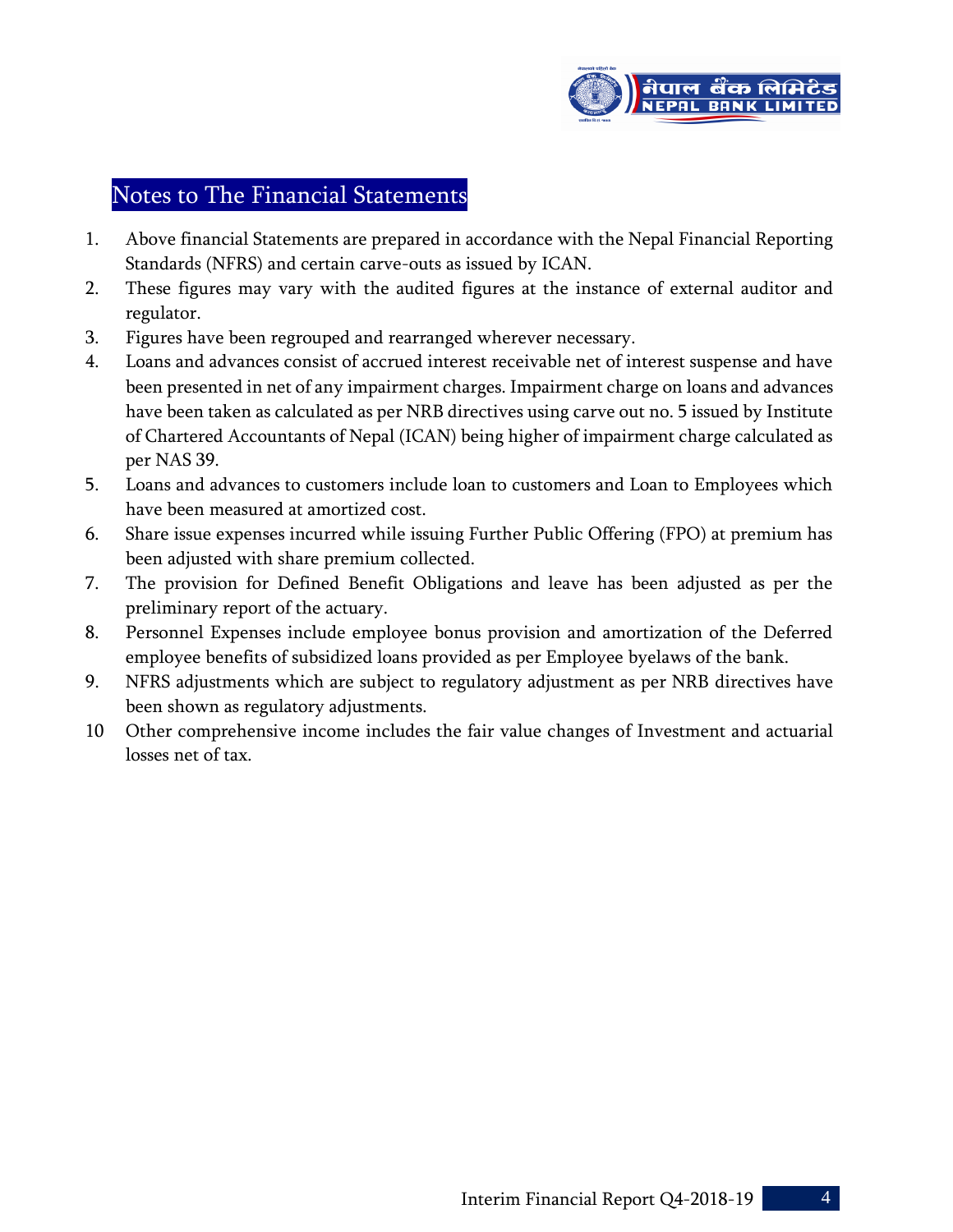## Notes to The Financial Statements

1. Above financial Statements are prepared in accordance with the Nepal Financial Reporting Standards (NFRS) and certain carve-outs as issued by ICAN.
2. These figures may vary with the audited figures at the instance of external auditor and regulator.
3. Figures have been regrouped and rearranged wherever necessary.
4. Loans and advances consist of accrued interest receivable net of interest suspense and have been presented in net of any impairment charges. Impairment charge on loans and advances have been taken as calculated as per NRB directives using carve out no. 5 issued by Institute of Chartered Accountants of Nepal (ICAN) being higher of impairment charge calculated as per NAS 39.
5. Loans and advances to customers include loan to customers and Loan to Employees which have been measured at amortized cost.
6. Share issue expenses incurred while issuing Further Public Offering (FPO) at premium has been adjusted with share premium collected.
7. The provision for Defined Benefit Obligations and leave has been adjusted as per the preliminary report of the actuary.
8. Personnel Expenses include employee bonus provision and amortization of the Deferred employee benefits of subsidized loans provided as per Employee byelaws of the bank.
9. NFRS adjustments which are subject to regulatory adjustment as per NRB directives have been shown as regulatory adjustments.
10. Other comprehensive income includes the fair value changes of Investment and actuarial losses net of tax.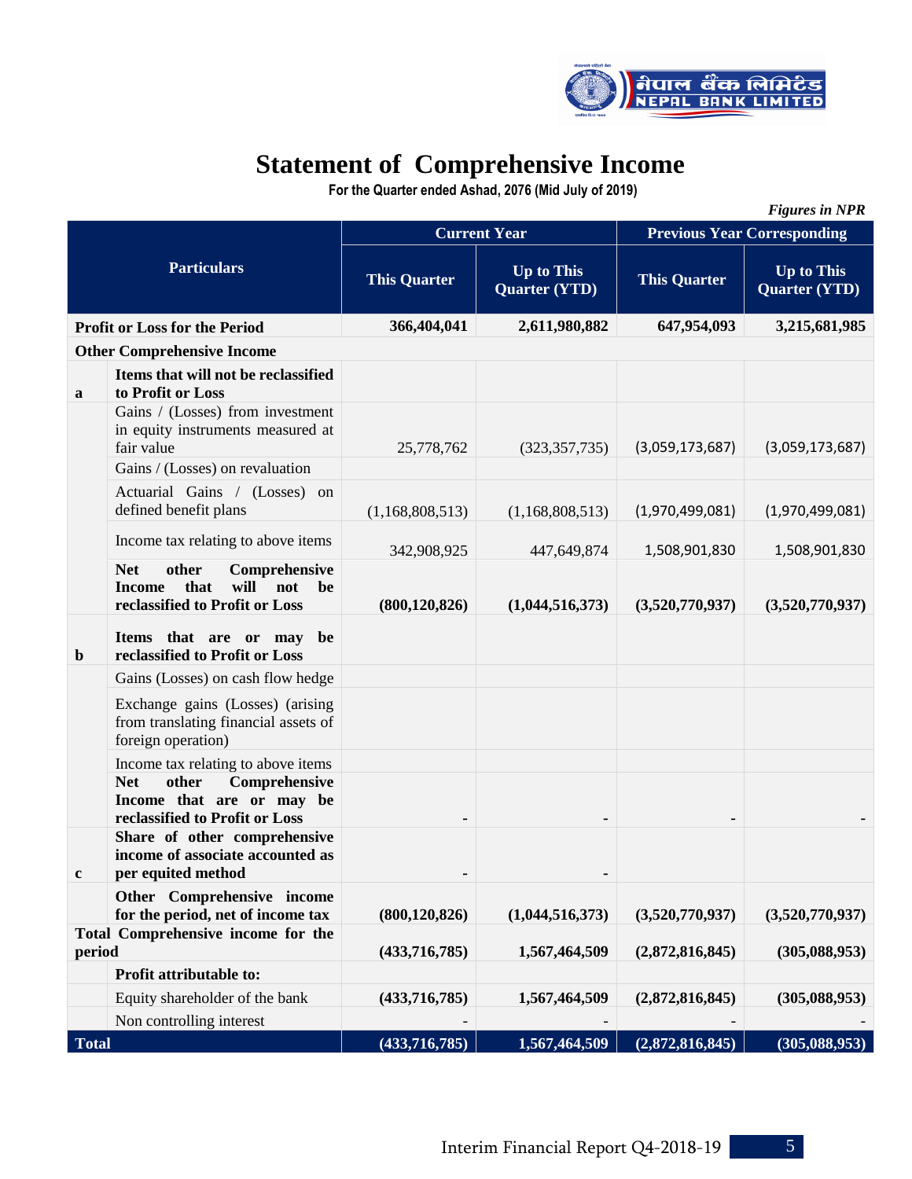# Statement of Comprehensive Income

**For the Quarter ended Ashad, 2076 (Mid July of 2019)**

*Figures in NPR*

| | Particulars | Current Year | | Previous Year Corresponding | |
|---|---|---|---|---|---|
| | | This Quarter | Up to This Quarter (YTD) | This Quarter | Up to This Quarter (YTD) |
| **Profit or Loss for the Period** | | **366,404,041** | **2,611,980,882** | **647,954,093** | **3,215,681,985** |
| **Other Comprehensive Income** | | | | | |
| **a** | **Items that will not be reclassified to Profit or Loss** | | | | |
| | Gains / (Losses) from investment in equity instruments measured at fair value | 25,778,762 | (323,357,735) | (3,059,173,687) | (3,059,173,687) |
| | Gains / (Losses) on revaluation | | | | |
| | Actuarial Gains / (Losses) on defined benefit plans | (1,168,808,513) | (1,168,808,513) | (1,970,499,081) | (1,970,499,081) |
| | Income tax relating to above items | 342,908,925 | 447,649,874 | 1,508,901,830 | 1,508,901,830 |
| | **Net other Comprehensive Income that will not be reclassified to Profit or Loss** | **(800,120,826)** | **(1,044,516,373)** | **(3,520,770,937)** | **(3,520,770,937)** |
| **b** | **Items that are or may be reclassified to Profit or Loss** | | | | |
| | Gains (Losses) on cash flow hedge | | | | |
| | Exchange gains (Losses) (arising from translating financial assets of foreign operation) | | | | |
| | Income tax relating to above items | | | | |
| | **Net other Comprehensive Income that are or may be reclassified to Profit or Loss** | **-** | **-** | **-** | **-** |
| **c** | **Share of other comprehensive income of associate accounted as per equited method** | **-** | **-** | | |
| | **Other Comprehensive income for the period, net of income tax** | **(800,120,826)** | **(1,044,516,373)** | **(3,520,770,937)** | **(3,520,770,937)** |
| **Total Comprehensive income for the period** | | **(433,716,785)** | **1,567,464,509** | **(2,872,816,845)** | **(305,088,953)** |
| | **Profit attributable to:** | | | | |
| | Equity shareholder of the bank | **(433,716,785)** | **1,567,464,509** | **(2,872,816,845)** | **(305,088,953)** |
| | Non controlling interest | - | - | - | - |
| **Total** | | **(433,716,785)** | **1,567,464,509** | **(2,872,816,845)** | **(305,088,953)** |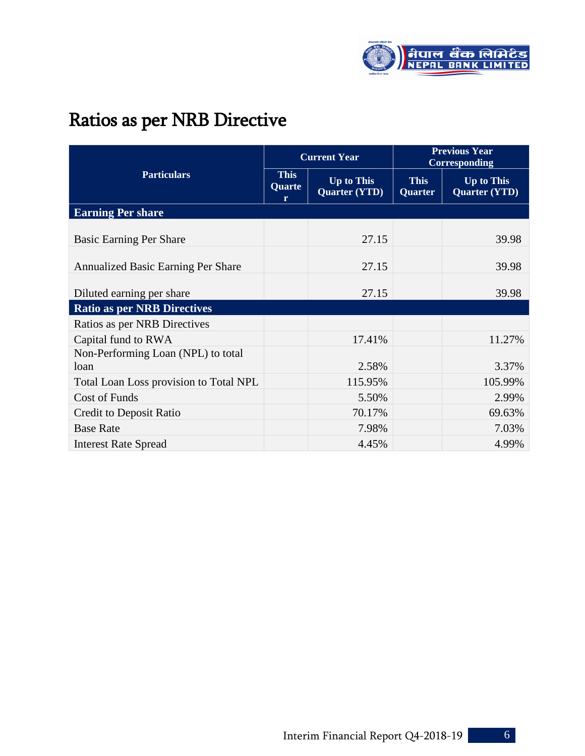# Ratios as per NRB Directive

| Particulars | Current Year | | Previous Year Corresponding | |
|---|---|---|---|---|
| | This Quarter | Up to This Quarter (YTD) | This Quarter | Up to This Quarter (YTD) |
| **Earning Per share** | | | | |
| Basic Earning Per Share | | 27.15 | | 39.98 |
| Annualized Basic Earning Per Share | | 27.15 | | 39.98 |
| Diluted earning per share | | 27.15 | | 39.98 |
| **Ratio as per NRB Directives** | | | | |
| Ratios as per NRB Directives | | | | |
| Capital fund to RWA | | 17.41% | | 11.27% |
| Non-Performing Loan (NPL) to total loan | | 2.58% | | 3.37% |
| Total Loan Loss provision to Total NPL | | 115.95% | | 105.99% |
| Cost of Funds | | 5.50% | | 2.99% |
| Credit to Deposit Ratio | | 70.17% | | 69.63% |
| Base Rate | | 7.98% | | 7.03% |
| Interest Rate Spread | | 4.45% | | 4.99% |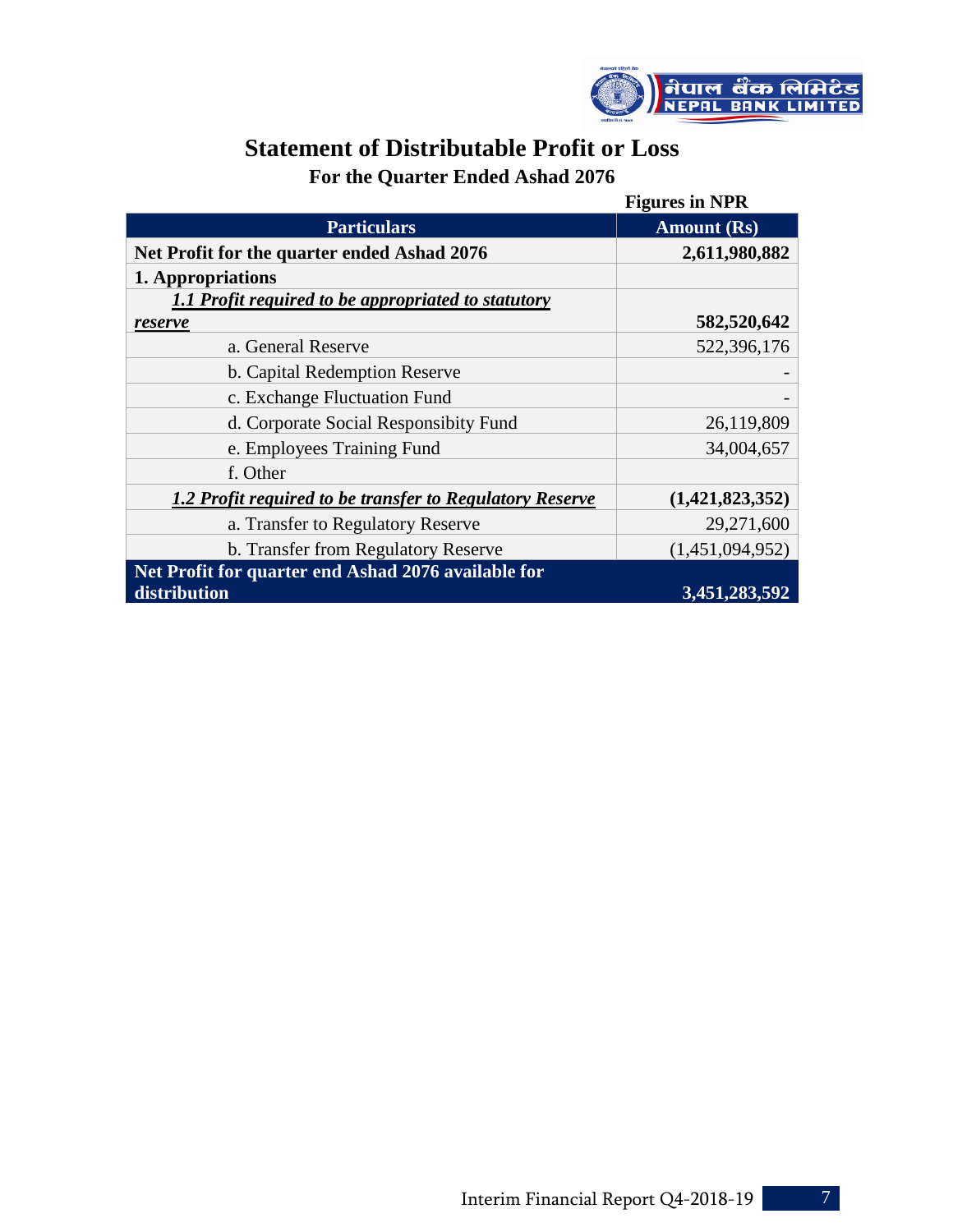# Statement of Distributable Profit or Loss

## For the Quarter Ended Ashad 2076

Figures in NPR

| Particulars | Amount (Rs) |
| --- | --- |
| **Net Profit for the quarter ended Ashad 2076** | **2,611,980,882** |
| **1. Appropriations** | |
| ***1.1 Profit required to be appropriated to statutory reserve*** | **582,520,642** |
| a. General Reserve | 522,396,176 |
| b. Capital Redemption Reserve | - |
| c. Exchange Fluctuation Fund | - |
| d. Corporate Social Responsibity Fund | 26,119,809 |
| e. Employees Training Fund | 34,004,657 |
| f. Other | |
| ***1.2 Profit required to be transfer to Regulatory Reserve*** | **(1,421,823,352)** |
| a. Transfer to Regulatory Reserve | 29,271,600 |
| b. Transfer from Regulatory Reserve | (1,451,094,952) |
| **Net Profit for quarter end Ashad 2076 available for distribution** | **3,451,283,592** |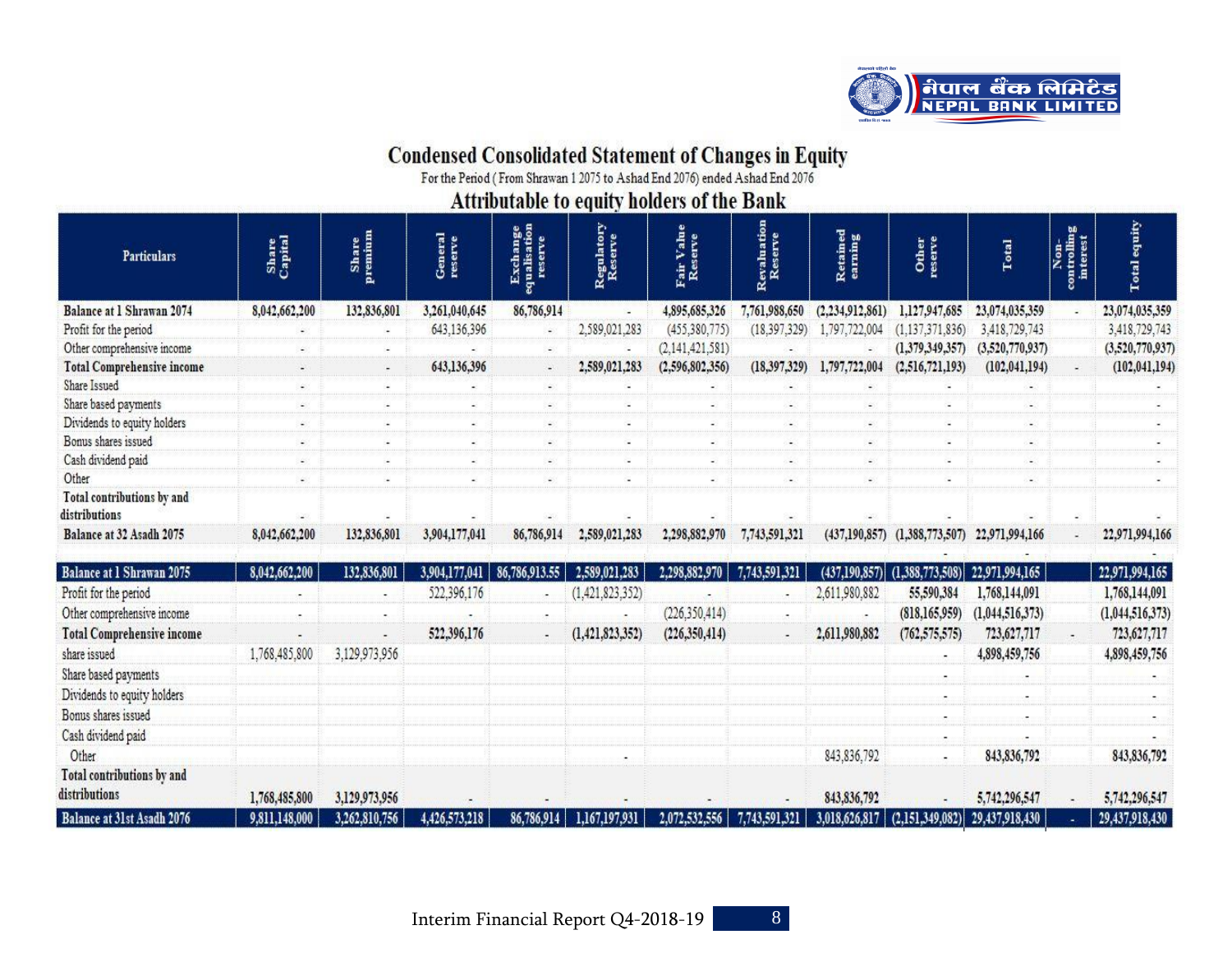# Condensed Consolidated Statement of Changes in Equity

For the Period ( From Shrawan 1 2075 to Ashad End 2076) ended Ashad End 2076

## Attributable to equity holders of the Bank

| Particulars | Share Capital | Share premium | General reserve | Exchange equalisation reserve | Regulatory Reserve | Fair Value Reserve | Revaluation Reserve | Retained earning | Other reserve | Total | Non-controlling interest | Total equity |
|---|---|---|---|---|---|---|---|---|---|---|---|---|
| **Balance at 1 Shrawan 2074** | **8,042,662,200** | **132,836,801** | **3,261,040,645** | **86,786,914** | - | **4,895,685,326** | **7,761,988,650** | **(2,234,912,861)** | **1,127,947,685** | **23,074,035,359** | - | **23,074,035,359** |
| Profit for the period | - | - | 643,136,396 | - | 2,589,021,283 | (455,380,775) | (18,397,329) | 1,797,722,004 | (1,137,371,836) | 3,418,729,743 | | 3,418,729,743 |
| Other comprehensive income | - | - | - | - | - | (2,141,421,581) | - | - | (1,379,349,357) | (3,520,770,937) | | (3,520,770,937) |
| **Total Comprehensive income** | - | - | **643,136,396** | - | **2,589,021,283** | **(2,596,802,356)** | **(18,397,329)** | **1,797,722,004** | **(2,516,721,193)** | **(102,041,194)** | - | **(102,041,194)** |
| Share Issued | - | - | - | - | - | - | - | - | - | - | | - |
| Share based payments | - | - | - | - | - | - | - | - | - | - | | - |
| Dividends to equity holders | - | - | - | - | - | - | - | - | - | - | | - |
| Bonus shares issued | - | - | - | - | - | - | - | - | - | - | | - |
| Cash dividend paid | - | - | - | - | - | - | - | - | - | - | | - |
| Other | - | - | - | - | - | - | - | - | - | - | | - |
| **Total contributions by and distributions** | - | - | - | - | - | - | - | - | - | - | - | - |
| **Balance at 32 Asadh 2075** | **8,042,662,200** | **132,836,801** | **3,904,177,041** | **86,786,914** | **2,589,021,283** | **2,298,882,970** | **7,743,591,321** | **(437,190,857)** | **(1,388,773,507)** | **22,971,994,166** | - | **22,971,994,166** |
| | | | | | | | | | - | - | | - |
| **Balance at 1 Shrawan 2075** | **8,042,662,200** | **132,836,801** | **3,904,177,041** | **86,786,913.55** | **2,589,021,283** | **2,298,882,970** | **7,743,591,321** | **(437,190,857)** | **(1,388,773,508)** | **22,971,994,165** | | **22,971,994,165** |
| Profit for the period | - | - | 522,396,176 | - | (1,421,823,352) | - | - | 2,611,980,882 | 55,590,384 | 1,768,144,091 | | 1,768,144,091 |
| Other comprehensive income | - | - | - | - | - | (226,350,414) | - | - | (818,165,959) | (1,044,516,373) | | (1,044,516,373) |
| **Total Comprehensive income** | - | - | **522,396,176** | - | **(1,421,823,352)** | **(226,350,414)** | - | **2,611,980,882** | **(762,575,575)** | **723,627,717** | - | **723,627,717** |
| share issued | 1,768,485,800 | 3,129,973,956 | | | | | | | - | 4,898,459,756 | | 4,898,459,756 |
| Share based payments | | | | | | | | | - | - | | - |
| Dividends to equity holders | | | | | | | | | - | - | | - |
| Bonus shares issued | | | | | | | | | - | - | | - |
| Cash dividend paid | | | | | | | | | - | - | | - |
| Other | | | | | - | | | 843,836,792 | - | 843,836,792 | | 843,836,792 |
| **Total contributions by and distributions** | **1,768,485,800** | **3,129,973,956** | - | - | - | - | - | **843,836,792** | - | **5,742,296,547** | - | **5,742,296,547** |
| **Balance at 31st Asadh 2076** | **9,811,148,000** | **3,262,810,756** | **4,426,573,218** | **86,786,914** | **1,167,197,931** | **2,072,532,556** | **7,743,591,321** | **3,018,626,817** | **(2,151,349,082)** | **29,437,918,430** | - | **29,437,918,430** |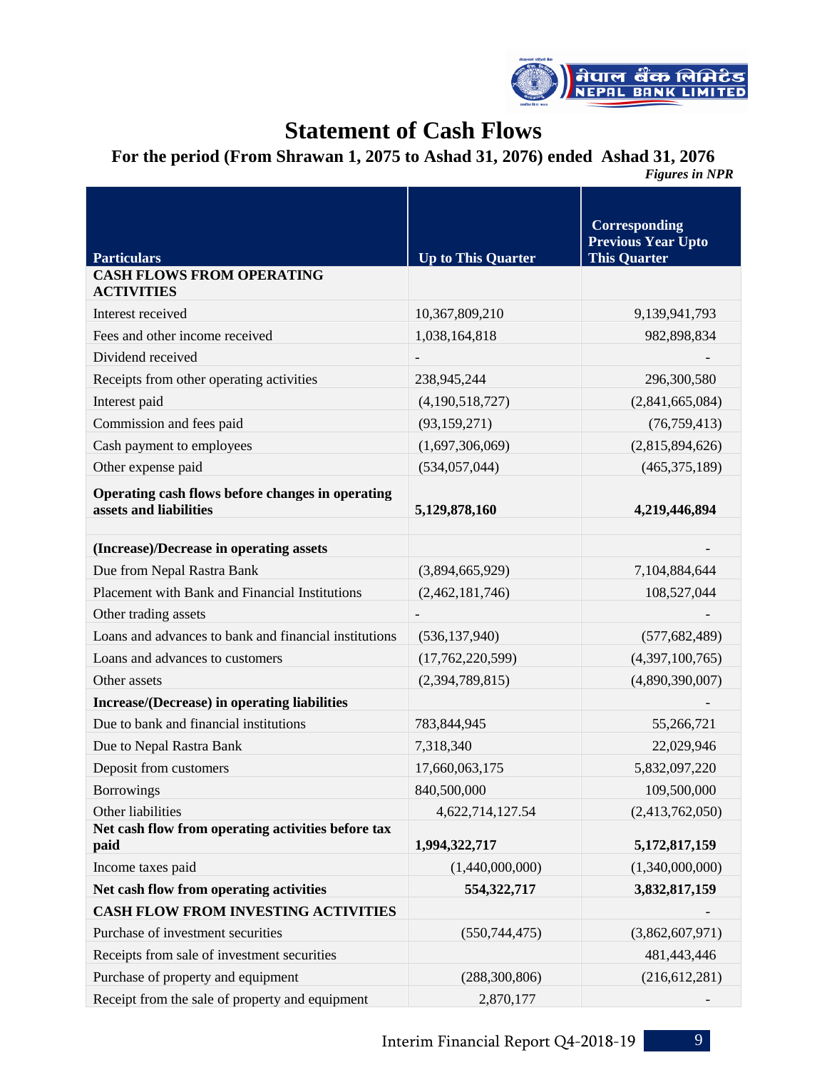# Statement of Cash Flows

## For the period (From Shrawan 1, 2075 to Ashad 31, 2076) ended Ashad 31, 2076

*Figures in NPR*

| Particulars | Up to This Quarter | Corresponding Previous Year Upto This Quarter |
|---|---|---|
| **CASH FLOWS FROM OPERATING ACTIVITIES** | | |
| Interest received | 10,367,809,210 | 9,139,941,793 |
| Fees and other income received | 1,038,164,818 | 982,898,834 |
| Dividend received | - | - |
| Receipts from other operating activities | 238,945,244 | 296,300,580 |
| Interest paid | (4,190,518,727) | (2,841,665,084) |
| Commission and fees paid | (93,159,271) | (76,759,413) |
| Cash payment to employees | (1,697,306,069) | (2,815,894,626) |
| Other expense paid | (534,057,044) | (465,375,189) |
| **Operating cash flows before changes in operating assets and liabilities** | **5,129,878,160** | **4,219,446,894** |
| | | |
| **(Increase)/Decrease in operating assets** | | - |
| Due from Nepal Rastra Bank | (3,894,665,929) | 7,104,884,644 |
| Placement with Bank and Financial Institutions | (2,462,181,746) | 108,527,044 |
| Other trading assets | - | - |
| Loans and advances to bank and financial institutions | (536,137,940) | (577,682,489) |
| Loans and advances to customers | (17,762,220,599) | (4,397,100,765) |
| Other assets | (2,394,789,815) | (4,890,390,007) |
| **Increase/(Decrease) in operating liabilities** | | - |
| Due to bank and financial institutions | 783,844,945 | 55,266,721 |
| Due to Nepal Rastra Bank | 7,318,340 | 22,029,946 |
| Deposit from customers | 17,660,063,175 | 5,832,097,220 |
| Borrowings | 840,500,000 | 109,500,000 |
| Other liabilities | 4,622,714,127.54 | (2,413,762,050) |
| **Net cash flow from operating activities before tax paid** | **1,994,322,717** | **5,172,817,159** |
| Income taxes paid | (1,440,000,000) | (1,340,000,000) |
| **Net cash flow from operating activities** | **554,322,717** | **3,832,817,159** |
| **CASH FLOW FROM INVESTING ACTIVITIES** | | - |
| Purchase of investment securities | (550,744,475) | (3,862,607,971) |
| Receipts from sale of investment securities | | 481,443,446 |
| Purchase of property and equipment | (288,300,806) | (216,612,281) |
| Receipt from the sale of property and equipment | 2,870,177 | - |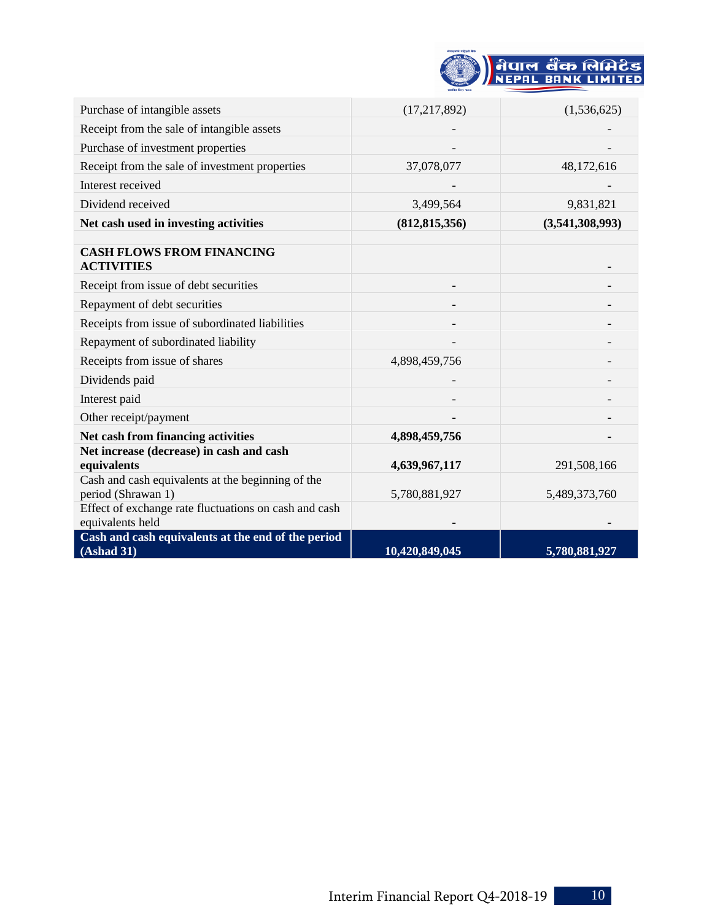| | | |
|---|---|---|
| Purchase of intangible assets | (17,217,892) | (1,536,625) |
| Receipt from the sale of intangible assets | - | - |
| Purchase of investment properties | - | - |
| Receipt from the sale of investment properties | 37,078,077 | 48,172,616 |
| Interest received | - | - |
| Dividend received | 3,499,564 | 9,831,821 |
| **Net cash used in investing activities** | **(812,815,356)** | **(3,541,308,993)** |
| | | |
| **CASH FLOWS FROM FINANCING ACTIVITIES** | | - |
| Receipt from issue of debt securities | - | - |
| Repayment of debt securities | - | - |
| Receipts from issue of subordinated liabilities | - | - |
| Repayment of subordinated liability | - | - |
| Receipts from issue of shares | 4,898,459,756 | - |
| Dividends paid | - | - |
| Interest paid | - | - |
| Other receipt/payment | - | - |
| **Net cash from financing activities** | **4,898,459,756** | - |
| **Net increase (decrease) in cash and cash equivalents** | **4,639,967,117** | 291,508,166 |
| Cash and cash equivalents at the beginning of the period (Shrawan 1) | 5,780,881,927 | 5,489,373,760 |
| Effect of exchange rate fluctuations on cash and cash equivalents held | - | - |
| **Cash and cash equivalents at the end of the period (Ashad 31)** | **10,420,849,045** | **5,780,881,927** |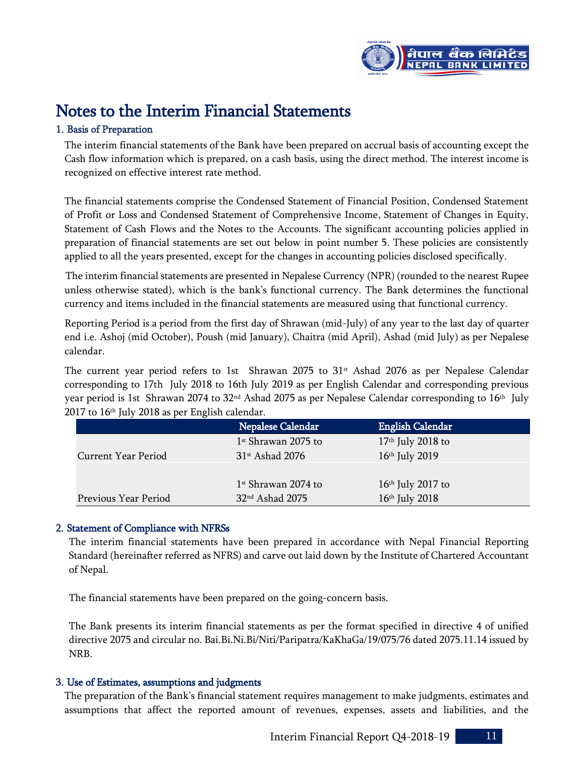# Notes to the Interim Financial Statements

## 1. Basis of Preparation

The interim financial statements of the Bank have been prepared on accrual basis of accounting except the Cash flow information which is prepared, on a cash basis, using the direct method. The interest income is recognized on effective interest rate method.

The financial statements comprise the Condensed Statement of Financial Position, Condensed Statement of Profit or Loss and Condensed Statement of Comprehensive Income, Statement of Changes in Equity, Statement of Cash Flows and the Notes to the Accounts. The significant accounting policies applied in preparation of financial statements are set out below in point number 5. These policies are consistently applied to all the years presented, except for the changes in accounting policies disclosed specifically.

The interim financial statements are presented in Nepalese Currency (NPR) (rounded to the nearest Rupee unless otherwise stated), which is the bank's functional currency. The Bank determines the functional currency and items included in the financial statements are measured using that functional currency.

Reporting Period is a period from the first day of Shrawan (mid-July) of any year to the last day of quarter end i.e. Ashoj (mid October), Poush (mid January), Chaitra (mid April), Ashad (mid July) as per Nepalese calendar.

The current year period refers to 1st Shrawan 2075 to 31st Ashad 2076 as per Nepalese Calendar corresponding to 17th July 2018 to 16th July 2019 as per English Calendar and corresponding previous year period is 1st Shrawan 2074 to 32nd Ashad 2075 as per Nepalese Calendar corresponding to 16th July 2017 to 16th July 2018 as per English calendar.

| | Nepalese Calendar | English Calendar |
|---|---|---|
| Current Year Period | 1st Shrawan 2075 to 31st Ashad 2076 | 17th July 2018 to 16th July 2019 |
| Previous Year Period | 1st Shrawan 2074 to 32nd Ashad 2075 | 16th July 2017 to 16th July 2018 |

## 2. Statement of Compliance with NFRSs

The interim financial statements have been prepared in accordance with Nepal Financial Reporting Standard (hereinafter referred as NFRS) and carve out laid down by the Institute of Chartered Accountant of Nepal.

The financial statements have been prepared on the going-concern basis.

The Bank presents its interim financial statements as per the format specified in directive 4 of unified directive 2075 and circular no. Bai.Bi.Ni.Bi/Niti/Paripatra/KaKhaGa/19/075/76 dated 2075.11.14 issued by NRB.

## 3. Use of Estimates, assumptions and judgments

The preparation of the Bank's financial statement requires management to make judgments, estimates and assumptions that affect the reported amount of revenues, expenses, assets and liabilities, and the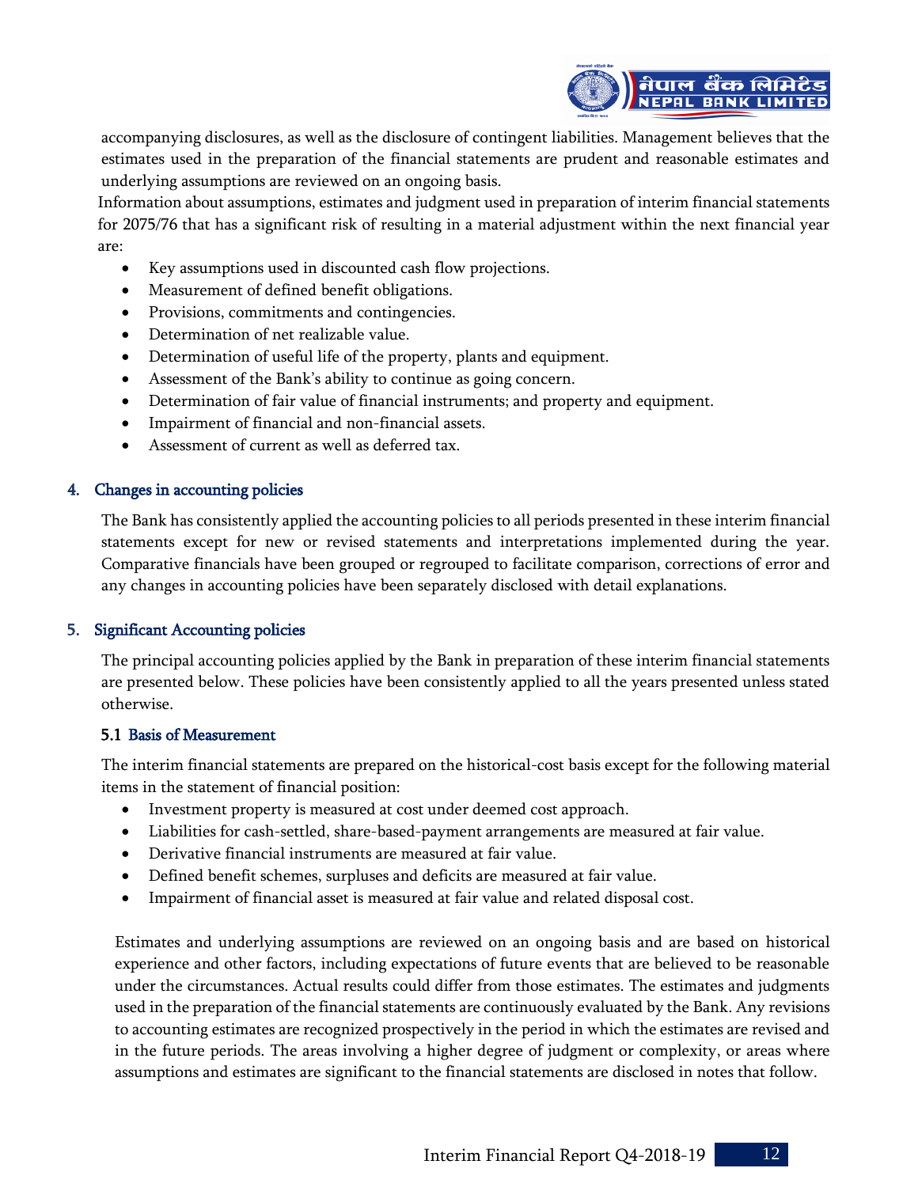accompanying disclosures, as well as the disclosure of contingent liabilities. Management believes that the estimates used in the preparation of the financial statements are prudent and reasonable estimates and underlying assumptions are reviewed on an ongoing basis.

Information about assumptions, estimates and judgment used in preparation of interim financial statements for 2075/76 that has a significant risk of resulting in a material adjustment within the next financial year are:

- Key assumptions used in discounted cash flow projections.
- Measurement of defined benefit obligations.
- Provisions, commitments and contingencies.
- Determination of net realizable value.
- Determination of useful life of the property, plants and equipment.
- Assessment of the Bank's ability to continue as going concern.
- Determination of fair value of financial instruments; and property and equipment.
- Impairment of financial and non-financial assets.
- Assessment of current as well as deferred tax.

## 4. Changes in accounting policies

The Bank has consistently applied the accounting policies to all periods presented in these interim financial statements except for new or revised statements and interpretations implemented during the year. Comparative financials have been grouped or regrouped to facilitate comparison, corrections of error and any changes in accounting policies have been separately disclosed with detail explanations.

## 5. Significant Accounting policies

The principal accounting policies applied by the Bank in preparation of these interim financial statements are presented below. These policies have been consistently applied to all the years presented unless stated otherwise.

### 5.1 Basis of Measurement

The interim financial statements are prepared on the historical-cost basis except for the following material items in the statement of financial position:

- Investment property is measured at cost under deemed cost approach.
- Liabilities for cash-settled, share-based-payment arrangements are measured at fair value.
- Derivative financial instruments are measured at fair value.
- Defined benefit schemes, surpluses and deficits are measured at fair value.
- Impairment of financial asset is measured at fair value and related disposal cost.

Estimates and underlying assumptions are reviewed on an ongoing basis and are based on historical experience and other factors, including expectations of future events that are believed to be reasonable under the circumstances. Actual results could differ from those estimates. The estimates and judgments used in the preparation of the financial statements are continuously evaluated by the Bank. Any revisions to accounting estimates are recognized prospectively in the period in which the estimates are revised and in the future periods. The areas involving a higher degree of judgment or complexity, or areas where assumptions and estimates are significant to the financial statements are disclosed in notes that follow.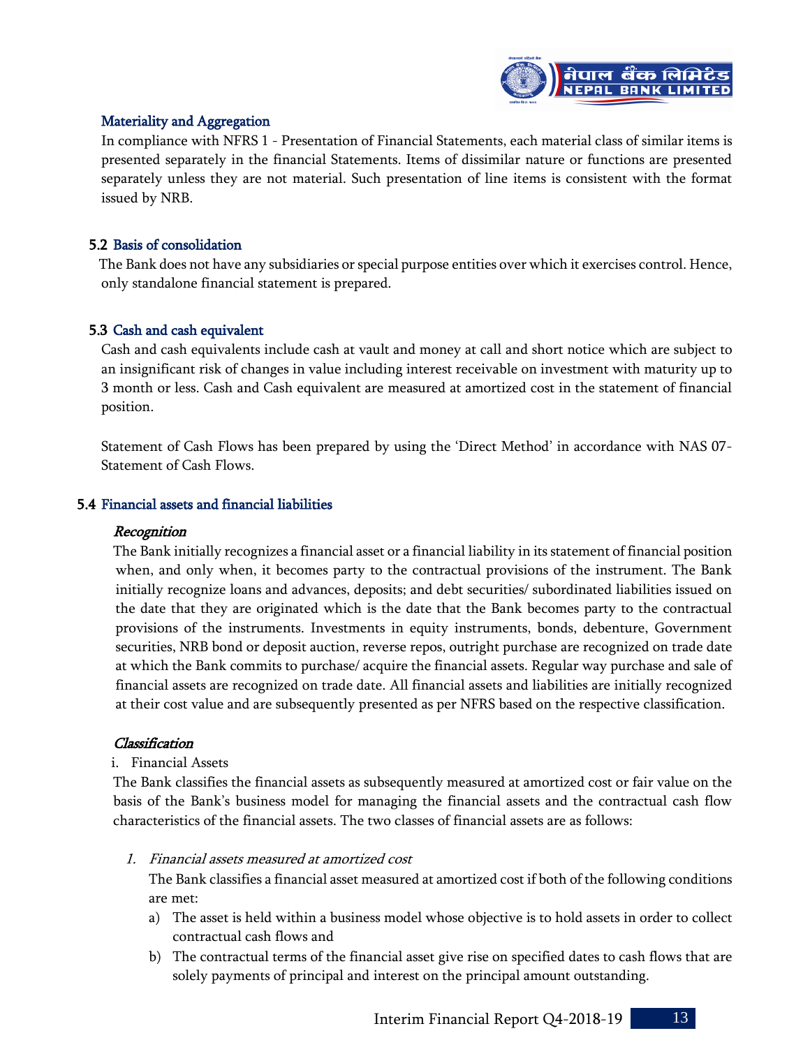### Materiality and Aggregation

In compliance with NFRS 1 - Presentation of Financial Statements, each material class of similar items is presented separately in the financial Statements. Items of dissimilar nature or functions are presented separately unless they are not material. Such presentation of line items is consistent with the format issued by NRB.

### 5.2 Basis of consolidation

The Bank does not have any subsidiaries or special purpose entities over which it exercises control. Hence, only standalone financial statement is prepared.

### 5.3 Cash and cash equivalent

Cash and cash equivalents include cash at vault and money at call and short notice which are subject to an insignificant risk of changes in value including interest receivable on investment with maturity up to 3 month or less. Cash and Cash equivalent are measured at amortized cost in the statement of financial position.

Statement of Cash Flows has been prepared by using the 'Direct Method' in accordance with NAS 07- Statement of Cash Flows.

### 5.4 Financial assets and financial liabilities

#### *Recognition*

The Bank initially recognizes a financial asset or a financial liability in its statement of financial position when, and only when, it becomes party to the contractual provisions of the instrument. The Bank initially recognize loans and advances, deposits; and debt securities/ subordinated liabilities issued on the date that they are originated which is the date that the Bank becomes party to the contractual provisions of the instruments. Investments in equity instruments, bonds, debenture, Government securities, NRB bond or deposit auction, reverse repos, outright purchase are recognized on trade date at which the Bank commits to purchase/ acquire the financial assets. Regular way purchase and sale of financial assets are recognized on trade date. All financial assets and liabilities are initially recognized at their cost value and are subsequently presented as per NFRS based on the respective classification.

#### *Classification*

i. Financial Assets

The Bank classifies the financial assets as subsequently measured at amortized cost or fair value on the basis of the Bank's business model for managing the financial assets and the contractual cash flow characteristics of the financial assets. The two classes of financial assets are as follows:

1. *Financial assets measured at amortized cost*

   The Bank classifies a financial asset measured at amortized cost if both of the following conditions are met:

   a) The asset is held within a business model whose objective is to hold assets in order to collect contractual cash flows and
   b) The contractual terms of the financial asset give rise on specified dates to cash flows that are solely payments of principal and interest on the principal amount outstanding.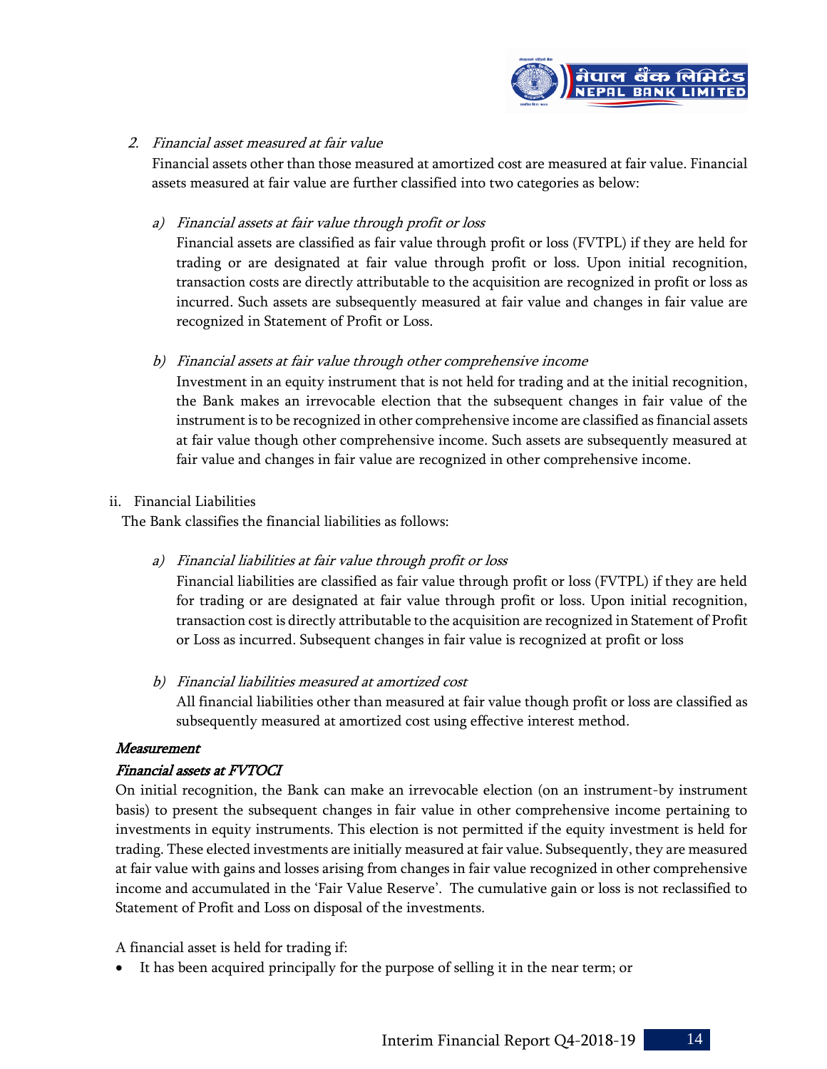2. *Financial asset measured at fair value*

   Financial assets other than those measured at amortized cost are measured at fair value. Financial assets measured at fair value are further classified into two categories as below:

   a) *Financial assets at fair value through profit or loss*

      Financial assets are classified as fair value through profit or loss (FVTPL) if they are held for trading or are designated at fair value through profit or loss. Upon initial recognition, transaction costs are directly attributable to the acquisition are recognized in profit or loss as incurred. Such assets are subsequently measured at fair value and changes in fair value are recognized in Statement of Profit or Loss.

   b) *Financial assets at fair value through other comprehensive income*

      Investment in an equity instrument that is not held for trading and at the initial recognition, the Bank makes an irrevocable election that the subsequent changes in fair value of the instrument is to be recognized in other comprehensive income are classified as financial assets at fair value though other comprehensive income. Such assets are subsequently measured at fair value and changes in fair value are recognized in other comprehensive income.

ii. Financial Liabilities

The Bank classifies the financial liabilities as follows:

   a) *Financial liabilities at fair value through profit or loss*

      Financial liabilities are classified as fair value through profit or loss (FVTPL) if they are held for trading or are designated at fair value through profit or loss. Upon initial recognition, transaction cost is directly attributable to the acquisition are recognized in Statement of Profit or Loss as incurred. Subsequent changes in fair value is recognized at profit or loss

   b) *Financial liabilities measured at amortized cost*

      All financial liabilities other than measured at fair value though profit or loss are classified as subsequently measured at amortized cost using effective interest method.

***Measurement***

***Financial assets at FVTOCI***

On initial recognition, the Bank can make an irrevocable election (on an instrument-by instrument basis) to present the subsequent changes in fair value in other comprehensive income pertaining to investments in equity instruments. This election is not permitted if the equity investment is held for trading. These elected investments are initially measured at fair value. Subsequently, they are measured at fair value with gains and losses arising from changes in fair value recognized in other comprehensive income and accumulated in the 'Fair Value Reserve'. The cumulative gain or loss is not reclassified to Statement of Profit and Loss on disposal of the investments.

A financial asset is held for trading if:

- It has been acquired principally for the purpose of selling it in the near term; or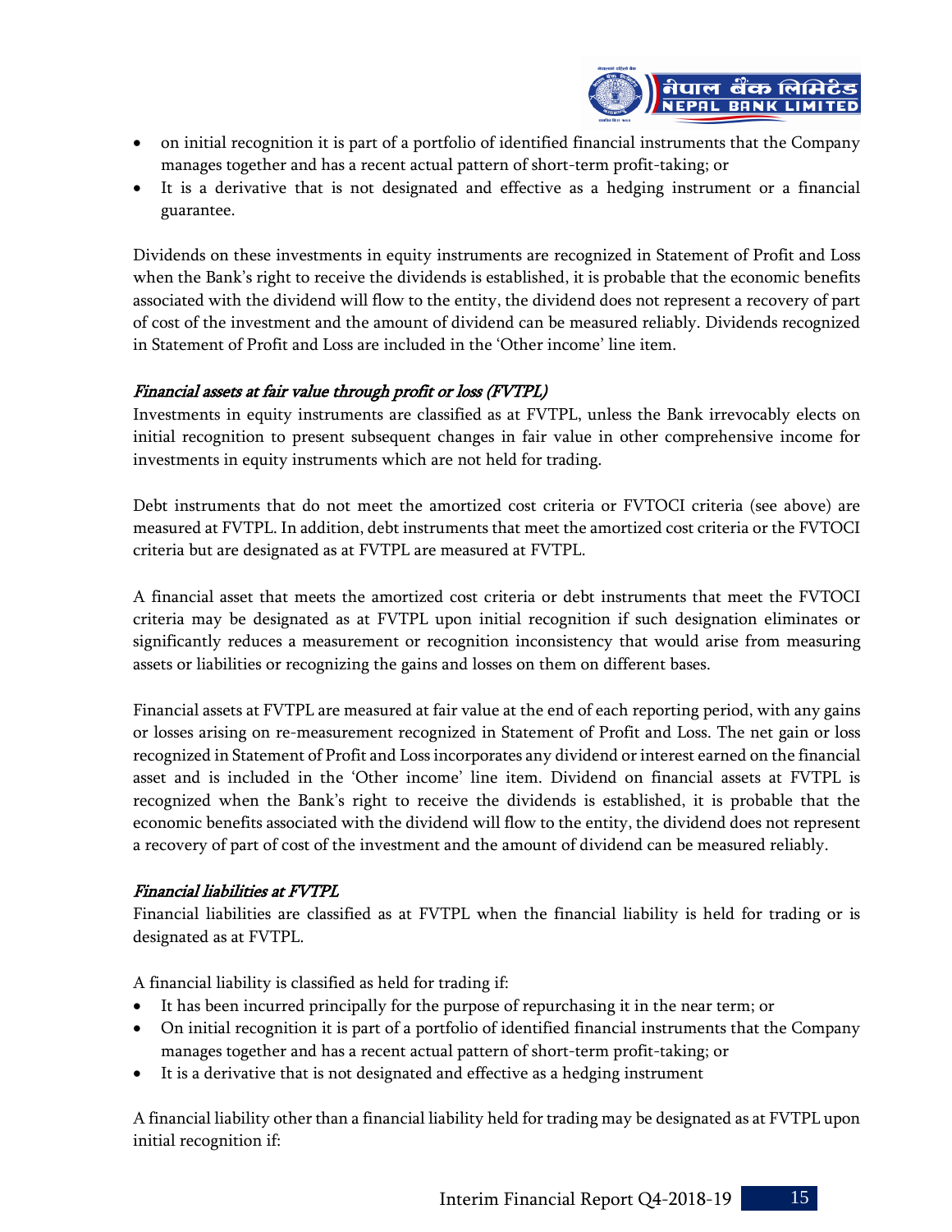- on initial recognition it is part of a portfolio of identified financial instruments that the Company manages together and has a recent actual pattern of short-term profit-taking; or
- It is a derivative that is not designated and effective as a hedging instrument or a financial guarantee.

Dividends on these investments in equity instruments are recognized in Statement of Profit and Loss when the Bank's right to receive the dividends is established, it is probable that the economic benefits associated with the dividend will flow to the entity, the dividend does not represent a recovery of part of cost of the investment and the amount of dividend can be measured reliably. Dividends recognized in Statement of Profit and Loss are included in the 'Other income' line item.

*Financial assets at fair value through profit or loss (FVTPL)*

Investments in equity instruments are classified as at FVTPL, unless the Bank irrevocably elects on initial recognition to present subsequent changes in fair value in other comprehensive income for investments in equity instruments which are not held for trading.

Debt instruments that do not meet the amortized cost criteria or FVTOCI criteria (see above) are measured at FVTPL. In addition, debt instruments that meet the amortized cost criteria or the FVTOCI criteria but are designated as at FVTPL are measured at FVTPL.

A financial asset that meets the amortized cost criteria or debt instruments that meet the FVTOCI criteria may be designated as at FVTPL upon initial recognition if such designation eliminates or significantly reduces a measurement or recognition inconsistency that would arise from measuring assets or liabilities or recognizing the gains and losses on them on different bases.

Financial assets at FVTPL are measured at fair value at the end of each reporting period, with any gains or losses arising on re-measurement recognized in Statement of Profit and Loss. The net gain or loss recognized in Statement of Profit and Loss incorporates any dividend or interest earned on the financial asset and is included in the 'Other income' line item. Dividend on financial assets at FVTPL is recognized when the Bank's right to receive the dividends is established, it is probable that the economic benefits associated with the dividend will flow to the entity, the dividend does not represent a recovery of part of cost of the investment and the amount of dividend can be measured reliably.

*Financial liabilities at FVTPL*

Financial liabilities are classified as at FVTPL when the financial liability is held for trading or is designated as at FVTPL.

A financial liability is classified as held for trading if:

- It has been incurred principally for the purpose of repurchasing it in the near term; or
- On initial recognition it is part of a portfolio of identified financial instruments that the Company manages together and has a recent actual pattern of short-term profit-taking; or
- It is a derivative that is not designated and effective as a hedging instrument

A financial liability other than a financial liability held for trading may be designated as at FVTPL upon initial recognition if: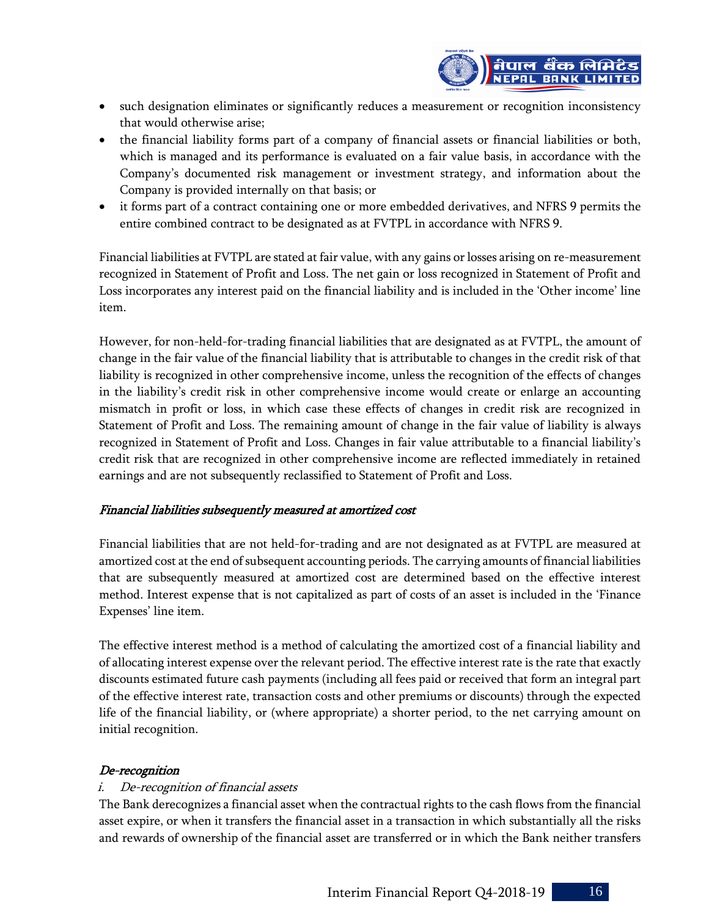- such designation eliminates or significantly reduces a measurement or recognition inconsistency that would otherwise arise;
- the financial liability forms part of a company of financial assets or financial liabilities or both, which is managed and its performance is evaluated on a fair value basis, in accordance with the Company's documented risk management or investment strategy, and information about the Company is provided internally on that basis; or
- it forms part of a contract containing one or more embedded derivatives, and NFRS 9 permits the entire combined contract to be designated as at FVTPL in accordance with NFRS 9.

Financial liabilities at FVTPL are stated at fair value, with any gains or losses arising on re-measurement recognized in Statement of Profit and Loss. The net gain or loss recognized in Statement of Profit and Loss incorporates any interest paid on the financial liability and is included in the 'Other income' line item.

However, for non-held-for-trading financial liabilities that are designated as at FVTPL, the amount of change in the fair value of the financial liability that is attributable to changes in the credit risk of that liability is recognized in other comprehensive income, unless the recognition of the effects of changes in the liability's credit risk in other comprehensive income would create or enlarge an accounting mismatch in profit or loss, in which case these effects of changes in credit risk are recognized in Statement of Profit and Loss. The remaining amount of change in the fair value of liability is always recognized in Statement of Profit and Loss. Changes in fair value attributable to a financial liability's credit risk that are recognized in other comprehensive income are reflected immediately in retained earnings and are not subsequently reclassified to Statement of Profit and Loss.

*Financial liabilities subsequently measured at amortized cost*

Financial liabilities that are not held-for-trading and are not designated as at FVTPL are measured at amortized cost at the end of subsequent accounting periods. The carrying amounts of financial liabilities that are subsequently measured at amortized cost are determined based on the effective interest method. Interest expense that is not capitalized as part of costs of an asset is included in the 'Finance Expenses' line item.

The effective interest method is a method of calculating the amortized cost of a financial liability and of allocating interest expense over the relevant period. The effective interest rate is the rate that exactly discounts estimated future cash payments (including all fees paid or received that form an integral part of the effective interest rate, transaction costs and other premiums or discounts) through the expected life of the financial liability, or (where appropriate) a shorter period, to the net carrying amount on initial recognition.

*De-recognition*

*i. De-recognition of financial assets*

The Bank derecognizes a financial asset when the contractual rights to the cash flows from the financial asset expire, or when it transfers the financial asset in a transaction in which substantially all the risks and rewards of ownership of the financial asset are transferred or in which the Bank neither transfers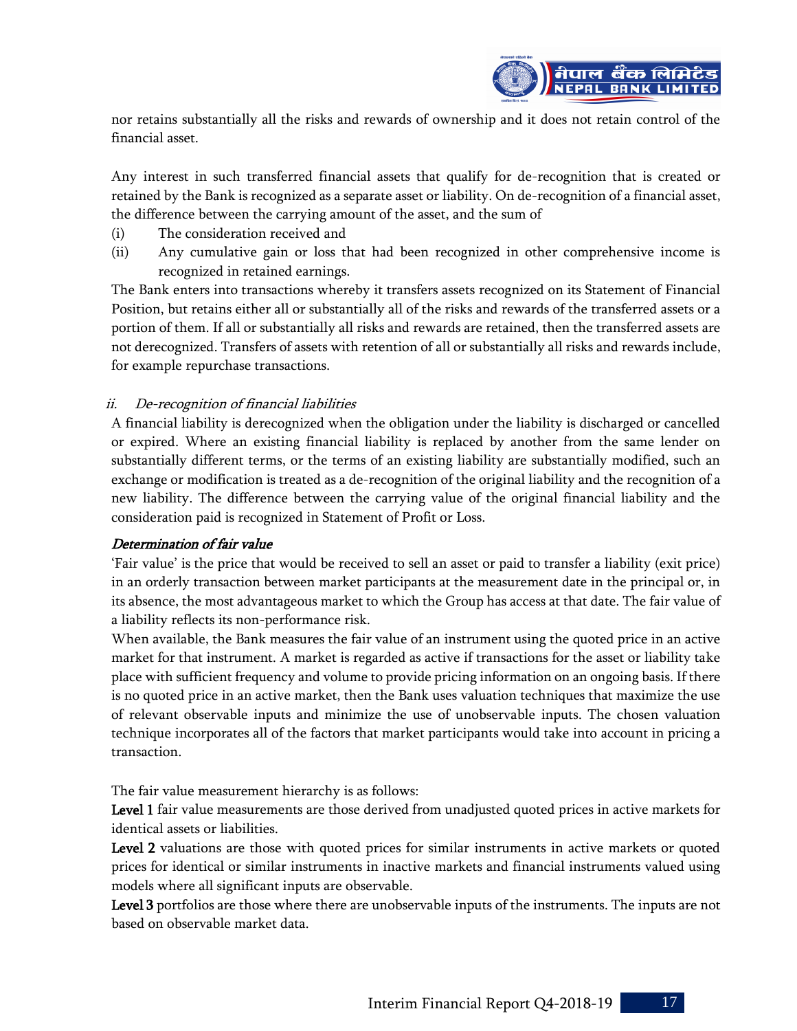nor retains substantially all the risks and rewards of ownership and it does not retain control of the financial asset.

Any interest in such transferred financial assets that qualify for de-recognition that is created or retained by the Bank is recognized as a separate asset or liability. On de-recognition of a financial asset, the difference between the carrying amount of the asset, and the sum of

(i) The consideration received and
(ii) Any cumulative gain or loss that had been recognized in other comprehensive income is recognized in retained earnings.

The Bank enters into transactions whereby it transfers assets recognized on its Statement of Financial Position, but retains either all or substantially all of the risks and rewards of the transferred assets or a portion of them. If all or substantially all risks and rewards are retained, then the transferred assets are not derecognized. Transfers of assets with retention of all or substantially all risks and rewards include, for example repurchase transactions.

*ii. De-recognition of financial liabilities*

A financial liability is derecognized when the obligation under the liability is discharged or cancelled or expired. Where an existing financial liability is replaced by another from the same lender on substantially different terms, or the terms of an existing liability are substantially modified, such an exchange or modification is treated as a de-recognition of the original liability and the recognition of a new liability. The difference between the carrying value of the original financial liability and the consideration paid is recognized in Statement of Profit or Loss.

***Determination of fair value***

'Fair value' is the price that would be received to sell an asset or paid to transfer a liability (exit price) in an orderly transaction between market participants at the measurement date in the principal or, in its absence, the most advantageous market to which the Group has access at that date. The fair value of a liability reflects its non-performance risk.

When available, the Bank measures the fair value of an instrument using the quoted price in an active market for that instrument. A market is regarded as active if transactions for the asset or liability take place with sufficient frequency and volume to provide pricing information on an ongoing basis. If there is no quoted price in an active market, then the Bank uses valuation techniques that maximize the use of relevant observable inputs and minimize the use of unobservable inputs. The chosen valuation technique incorporates all of the factors that market participants would take into account in pricing a transaction.

The fair value measurement hierarchy is as follows:

**Level 1** fair value measurements are those derived from unadjusted quoted prices in active markets for identical assets or liabilities.

**Level 2** valuations are those with quoted prices for similar instruments in active markets or quoted prices for identical or similar instruments in inactive markets and financial instruments valued using models where all significant inputs are observable.

**Level 3** portfolios are those where there are unobservable inputs of the instruments. The inputs are not based on observable market data.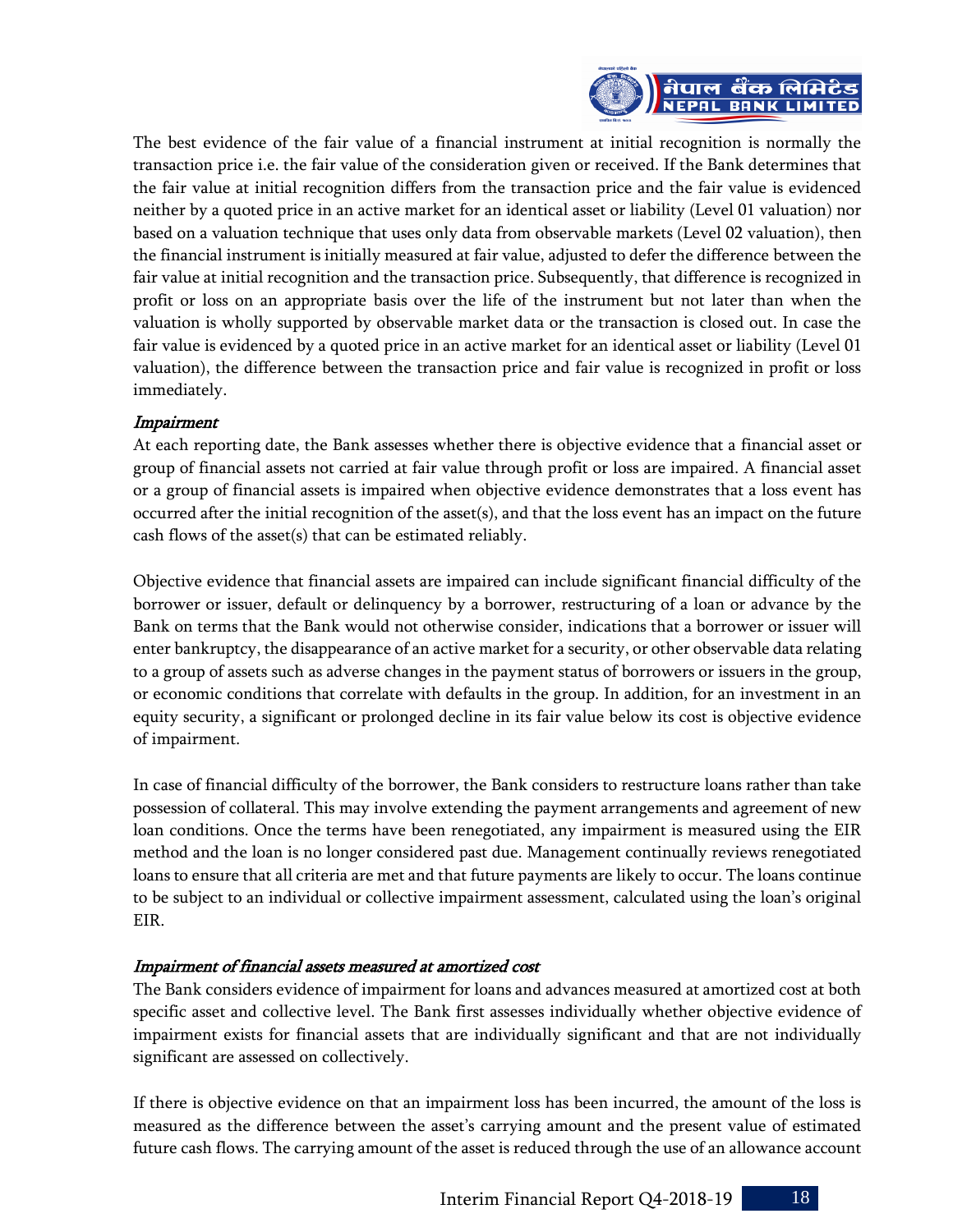The best evidence of the fair value of a financial instrument at initial recognition is normally the transaction price i.e. the fair value of the consideration given or received. If the Bank determines that the fair value at initial recognition differs from the transaction price and the fair value is evidenced neither by a quoted price in an active market for an identical asset or liability (Level 01 valuation) nor based on a valuation technique that uses only data from observable markets (Level 02 valuation), then the financial instrument is initially measured at fair value, adjusted to defer the difference between the fair value at initial recognition and the transaction price. Subsequently, that difference is recognized in profit or loss on an appropriate basis over the life of the instrument but not later than when the valuation is wholly supported by observable market data or the transaction is closed out. In case the fair value is evidenced by a quoted price in an active market for an identical asset or liability (Level 01 valuation), the difference between the transaction price and fair value is recognized in profit or loss immediately.

*Impairment*

At each reporting date, the Bank assesses whether there is objective evidence that a financial asset or group of financial assets not carried at fair value through profit or loss are impaired. A financial asset or a group of financial assets is impaired when objective evidence demonstrates that a loss event has occurred after the initial recognition of the asset(s), and that the loss event has an impact on the future cash flows of the asset(s) that can be estimated reliably.

Objective evidence that financial assets are impaired can include significant financial difficulty of the borrower or issuer, default or delinquency by a borrower, restructuring of a loan or advance by the Bank on terms that the Bank would not otherwise consider, indications that a borrower or issuer will enter bankruptcy, the disappearance of an active market for a security, or other observable data relating to a group of assets such as adverse changes in the payment status of borrowers or issuers in the group, or economic conditions that correlate with defaults in the group. In addition, for an investment in an equity security, a significant or prolonged decline in its fair value below its cost is objective evidence of impairment.

In case of financial difficulty of the borrower, the Bank considers to restructure loans rather than take possession of collateral. This may involve extending the payment arrangements and agreement of new loan conditions. Once the terms have been renegotiated, any impairment is measured using the EIR method and the loan is no longer considered past due. Management continually reviews renegotiated loans to ensure that all criteria are met and that future payments are likely to occur. The loans continue to be subject to an individual or collective impairment assessment, calculated using the loan's original EIR.

*Impairment of financial assets measured at amortized cost*

The Bank considers evidence of impairment for loans and advances measured at amortized cost at both specific asset and collective level. The Bank first assesses individually whether objective evidence of impairment exists for financial assets that are individually significant and that are not individually significant are assessed on collectively.

If there is objective evidence on that an impairment loss has been incurred, the amount of the loss is measured as the difference between the asset's carrying amount and the present value of estimated future cash flows. The carrying amount of the asset is reduced through the use of an allowance account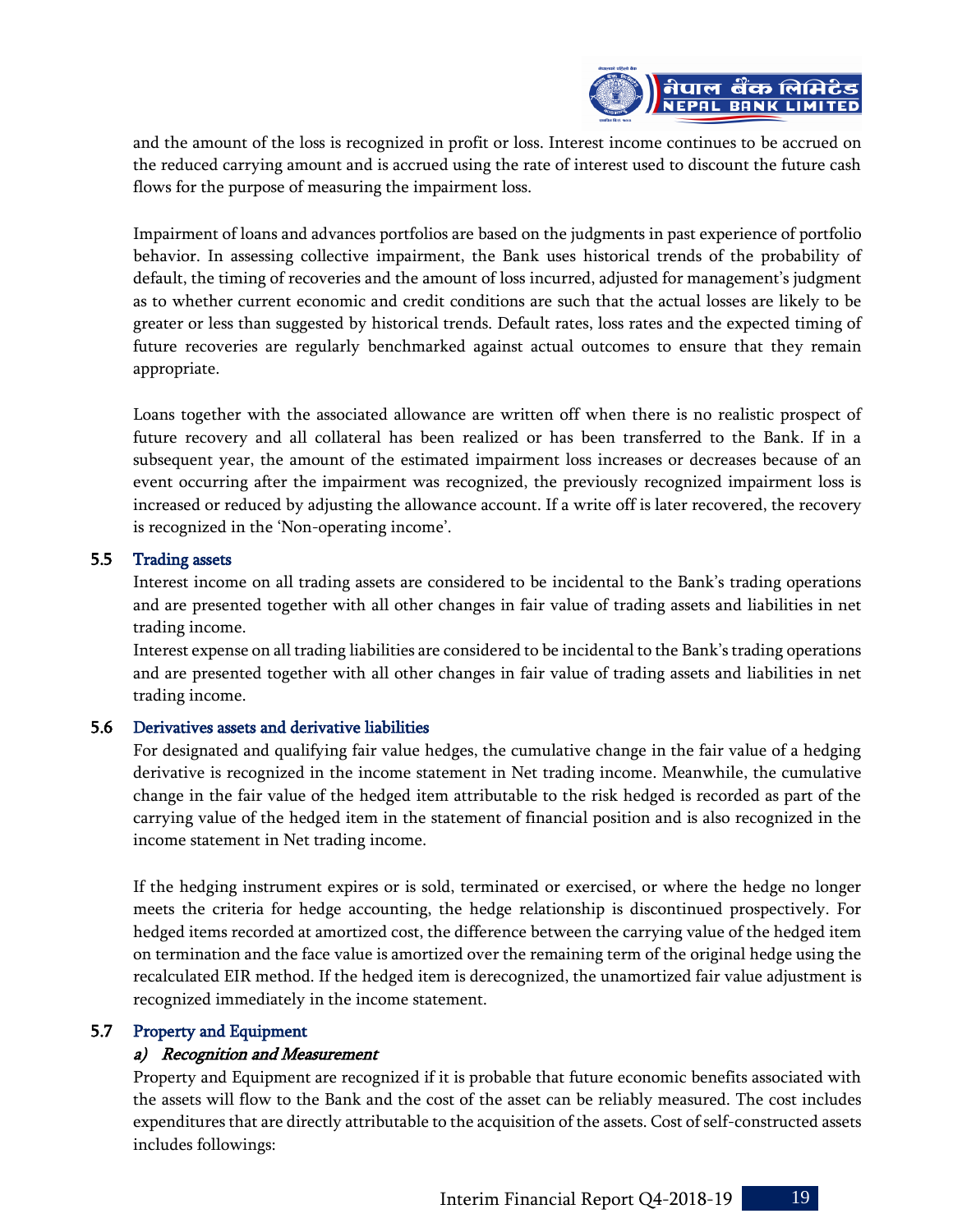and the amount of the loss is recognized in profit or loss. Interest income continues to be accrued on the reduced carrying amount and is accrued using the rate of interest used to discount the future cash flows for the purpose of measuring the impairment loss.

Impairment of loans and advances portfolios are based on the judgments in past experience of portfolio behavior. In assessing collective impairment, the Bank uses historical trends of the probability of default, the timing of recoveries and the amount of loss incurred, adjusted for management's judgment as to whether current economic and credit conditions are such that the actual losses are likely to be greater or less than suggested by historical trends. Default rates, loss rates and the expected timing of future recoveries are regularly benchmarked against actual outcomes to ensure that they remain appropriate.

Loans together with the associated allowance are written off when there is no realistic prospect of future recovery and all collateral has been realized or has been transferred to the Bank. If in a subsequent year, the amount of the estimated impairment loss increases or decreases because of an event occurring after the impairment was recognized, the previously recognized impairment loss is increased or reduced by adjusting the allowance account. If a write off is later recovered, the recovery is recognized in the 'Non-operating income'.

## 5.5 Trading assets

Interest income on all trading assets are considered to be incidental to the Bank's trading operations and are presented together with all other changes in fair value of trading assets and liabilities in net trading income.

Interest expense on all trading liabilities are considered to be incidental to the Bank's trading operations and are presented together with all other changes in fair value of trading assets and liabilities in net trading income.

## 5.6 Derivatives assets and derivative liabilities

For designated and qualifying fair value hedges, the cumulative change in the fair value of a hedging derivative is recognized in the income statement in Net trading income. Meanwhile, the cumulative change in the fair value of the hedged item attributable to the risk hedged is recorded as part of the carrying value of the hedged item in the statement of financial position and is also recognized in the income statement in Net trading income.

If the hedging instrument expires or is sold, terminated or exercised, or where the hedge no longer meets the criteria for hedge accounting, the hedge relationship is discontinued prospectively. For hedged items recorded at amortized cost, the difference between the carrying value of the hedged item on termination and the face value is amortized over the remaining term of the original hedge using the recalculated EIR method. If the hedged item is derecognized, the unamortized fair value adjustment is recognized immediately in the income statement.

## 5.7 Property and Equipment

### *a) Recognition and Measurement*

Property and Equipment are recognized if it is probable that future economic benefits associated with the assets will flow to the Bank and the cost of the asset can be reliably measured. The cost includes expenditures that are directly attributable to the acquisition of the assets. Cost of self-constructed assets includes followings: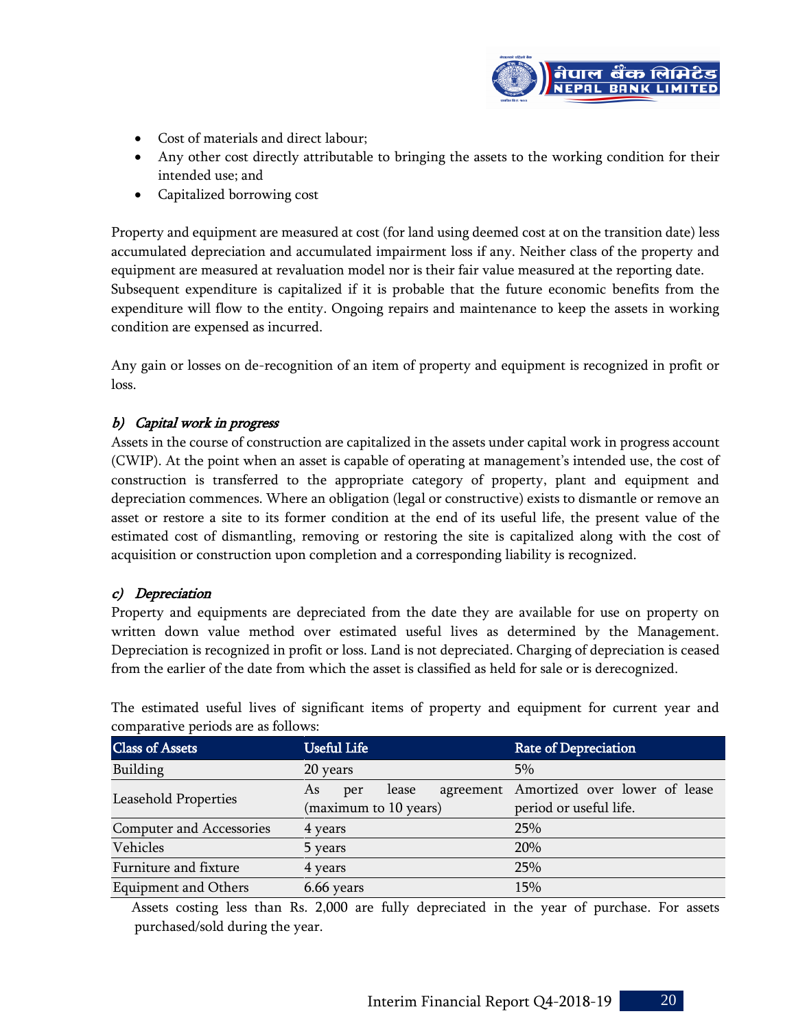- Cost of materials and direct labour;
- Any other cost directly attributable to bringing the assets to the working condition for their intended use; and
- Capitalized borrowing cost

Property and equipment are measured at cost (for land using deemed cost at on the transition date) less accumulated depreciation and accumulated impairment loss if any. Neither class of the property and equipment are measured at revaluation model nor is their fair value measured at the reporting date. Subsequent expenditure is capitalized if it is probable that the future economic benefits from the expenditure will flow to the entity. Ongoing repairs and maintenance to keep the assets in working condition are expensed as incurred.

Any gain or losses on de-recognition of an item of property and equipment is recognized in profit or loss.

### *b) Capital work in progress*

Assets in the course of construction are capitalized in the assets under capital work in progress account (CWIP). At the point when an asset is capable of operating at management's intended use, the cost of construction is transferred to the appropriate category of property, plant and equipment and depreciation commences. Where an obligation (legal or constructive) exists to dismantle or remove an asset or restore a site to its former condition at the end of its useful life, the present value of the estimated cost of dismantling, removing or restoring the site is capitalized along with the cost of acquisition or construction upon completion and a corresponding liability is recognized.

### *c) Depreciation*

Property and equipments are depreciated from the date they are available for use on property on written down value method over estimated useful lives as determined by the Management. Depreciation is recognized in profit or loss. Land is not depreciated. Charging of depreciation is ceased from the earlier of the date from which the asset is classified as held for sale or is derecognized.

The estimated useful lives of significant items of property and equipment for current year and comparative periods are as follows:

| Class of Assets | Useful Life | Rate of Depreciation |
|---|---|---|
| Building | 20 years | 5% |
| Leasehold Properties | As per lease agreement (maximum to 10 years) | Amortized over lower of lease period or useful life. |
| Computer and Accessories | 4 years | 25% |
| Vehicles | 5 years | 20% |
| Furniture and fixture | 4 years | 25% |
| Equipment and Others | 6.66 years | 15% |

Assets costing less than Rs. 2,000 are fully depreciated in the year of purchase. For assets purchased/sold during the year.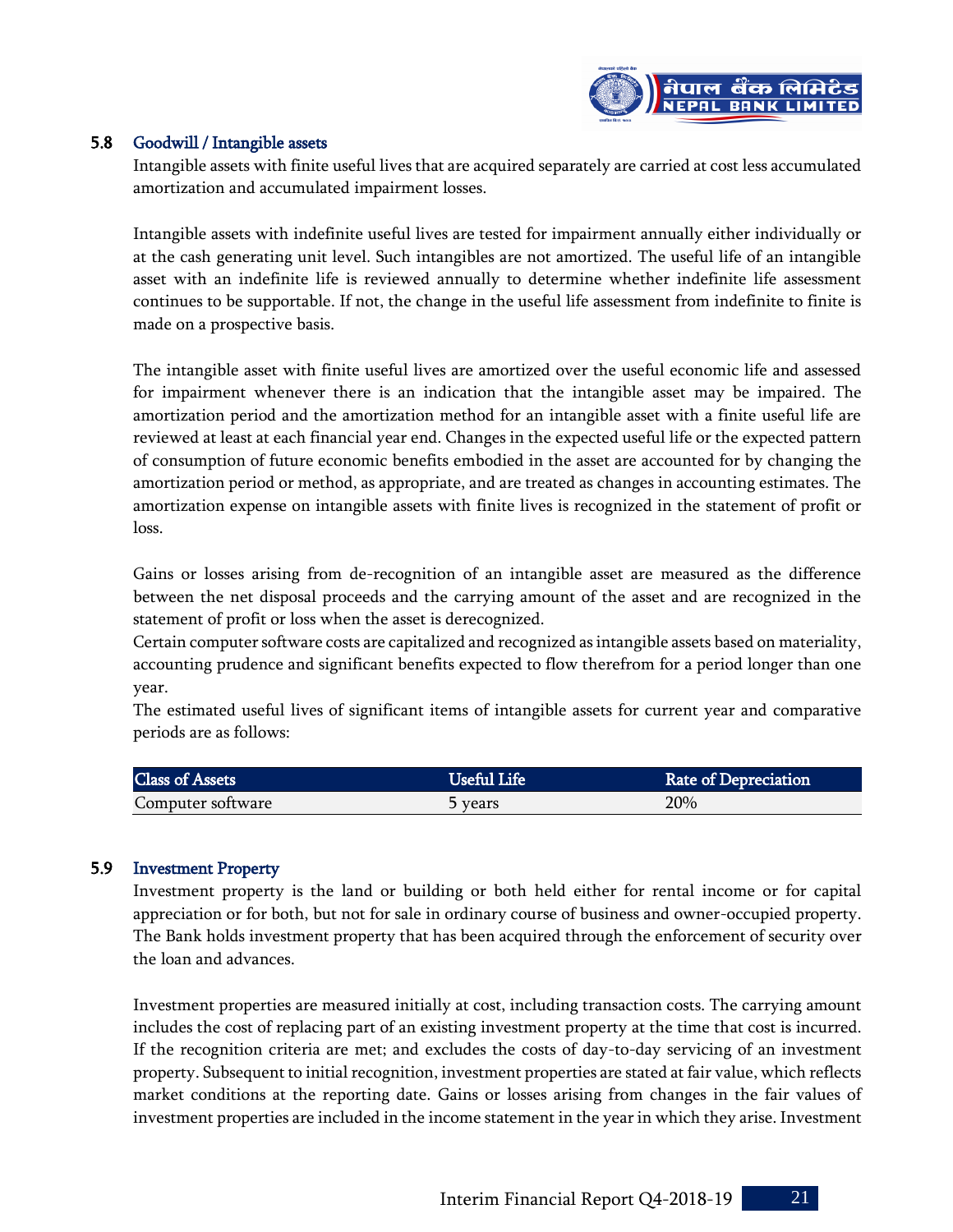### 5.8 Goodwill / Intangible assets

Intangible assets with finite useful lives that are acquired separately are carried at cost less accumulated amortization and accumulated impairment losses.

Intangible assets with indefinite useful lives are tested for impairment annually either individually or at the cash generating unit level. Such intangibles are not amortized. The useful life of an intangible asset with an indefinite life is reviewed annually to determine whether indefinite life assessment continues to be supportable. If not, the change in the useful life assessment from indefinite to finite is made on a prospective basis.

The intangible asset with finite useful lives are amortized over the useful economic life and assessed for impairment whenever there is an indication that the intangible asset may be impaired. The amortization period and the amortization method for an intangible asset with a finite useful life are reviewed at least at each financial year end. Changes in the expected useful life or the expected pattern of consumption of future economic benefits embodied in the asset are accounted for by changing the amortization period or method, as appropriate, and are treated as changes in accounting estimates. The amortization expense on intangible assets with finite lives is recognized in the statement of profit or loss.

Gains or losses arising from de-recognition of an intangible asset are measured as the difference between the net disposal proceeds and the carrying amount of the asset and are recognized in the statement of profit or loss when the asset is derecognized.
Certain computer software costs are capitalized and recognized as intangible assets based on materiality, accounting prudence and significant benefits expected to flow therefrom for a period longer than one year.
The estimated useful lives of significant items of intangible assets for current year and comparative periods are as follows:

| Class of Assets | Useful Life | Rate of Depreciation |
|---|---|---|
| Computer software | 5 years | 20% |

### 5.9 Investment Property

Investment property is the land or building or both held either for rental income or for capital appreciation or for both, but not for sale in ordinary course of business and owner-occupied property. The Bank holds investment property that has been acquired through the enforcement of security over the loan and advances.

Investment properties are measured initially at cost, including transaction costs. The carrying amount includes the cost of replacing part of an existing investment property at the time that cost is incurred. If the recognition criteria are met; and excludes the costs of day-to-day servicing of an investment property. Subsequent to initial recognition, investment properties are stated at fair value, which reflects market conditions at the reporting date. Gains or losses arising from changes in the fair values of investment properties are included in the income statement in the year in which they arise. Investment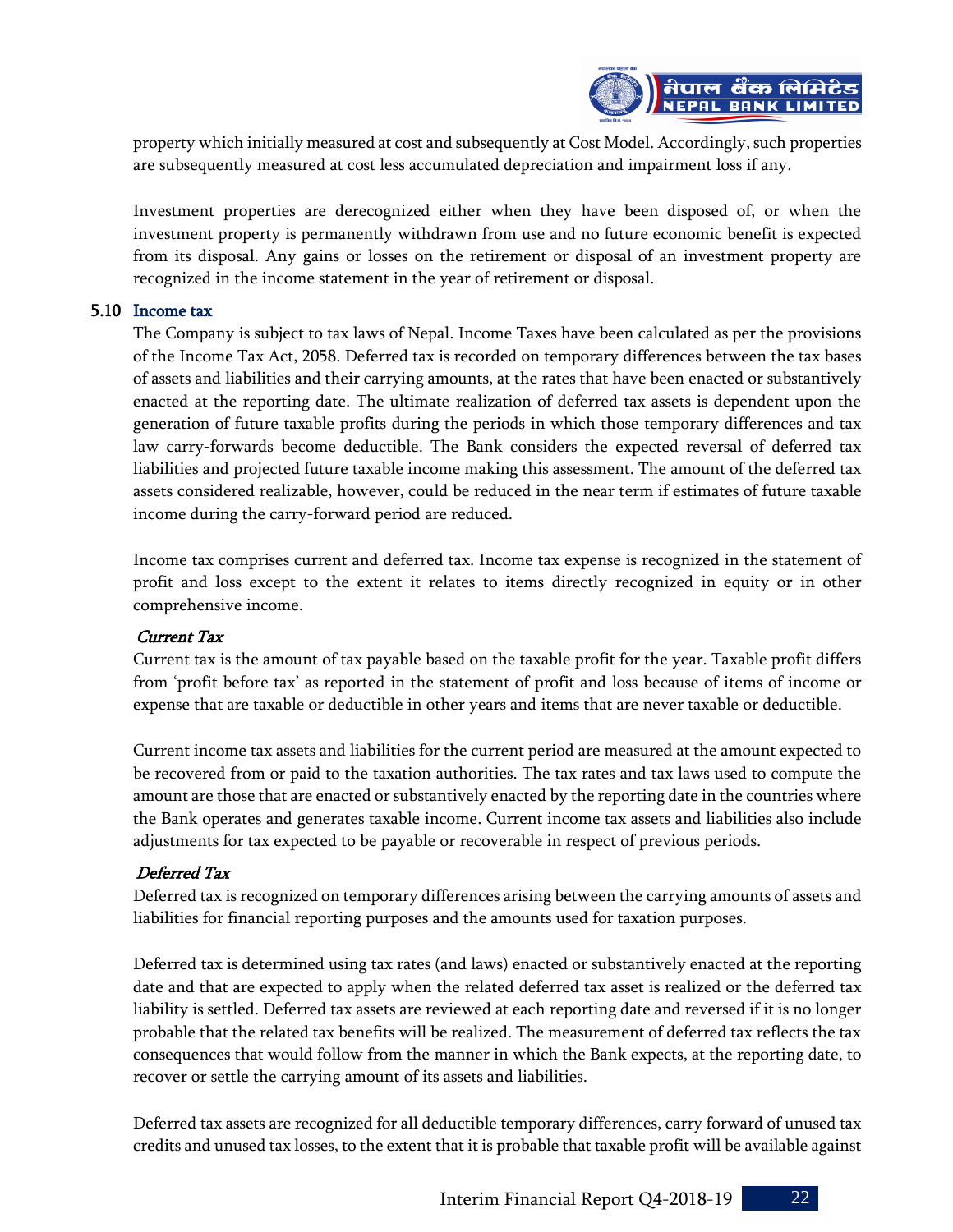property which initially measured at cost and subsequently at Cost Model. Accordingly, such properties are subsequently measured at cost less accumulated depreciation and impairment loss if any.

Investment properties are derecognized either when they have been disposed of, or when the investment property is permanently withdrawn from use and no future economic benefit is expected from its disposal. Any gains or losses on the retirement or disposal of an investment property are recognized in the income statement in the year of retirement or disposal.

### 5.10 Income tax

The Company is subject to tax laws of Nepal. Income Taxes have been calculated as per the provisions of the Income Tax Act, 2058. Deferred tax is recorded on temporary differences between the tax bases of assets and liabilities and their carrying amounts, at the rates that have been enacted or substantively enacted at the reporting date. The ultimate realization of deferred tax assets is dependent upon the generation of future taxable profits during the periods in which those temporary differences and tax law carry-forwards become deductible. The Bank considers the expected reversal of deferred tax liabilities and projected future taxable income making this assessment. The amount of the deferred tax assets considered realizable, however, could be reduced in the near term if estimates of future taxable income during the carry-forward period are reduced.

Income tax comprises current and deferred tax. Income tax expense is recognized in the statement of profit and loss except to the extent it relates to items directly recognized in equity or in other comprehensive income.

*Current Tax*

Current tax is the amount of tax payable based on the taxable profit for the year. Taxable profit differs from 'profit before tax' as reported in the statement of profit and loss because of items of income or expense that are taxable or deductible in other years and items that are never taxable or deductible.

Current income tax assets and liabilities for the current period are measured at the amount expected to be recovered from or paid to the taxation authorities. The tax rates and tax laws used to compute the amount are those that are enacted or substantively enacted by the reporting date in the countries where the Bank operates and generates taxable income. Current income tax assets and liabilities also include adjustments for tax expected to be payable or recoverable in respect of previous periods.

*Deferred Tax*

Deferred tax is recognized on temporary differences arising between the carrying amounts of assets and liabilities for financial reporting purposes and the amounts used for taxation purposes.

Deferred tax is determined using tax rates (and laws) enacted or substantively enacted at the reporting date and that are expected to apply when the related deferred tax asset is realized or the deferred tax liability is settled. Deferred tax assets are reviewed at each reporting date and reversed if it is no longer probable that the related tax benefits will be realized. The measurement of deferred tax reflects the tax consequences that would follow from the manner in which the Bank expects, at the reporting date, to recover or settle the carrying amount of its assets and liabilities.

Deferred tax assets are recognized for all deductible temporary differences, carry forward of unused tax credits and unused tax losses, to the extent that it is probable that taxable profit will be available against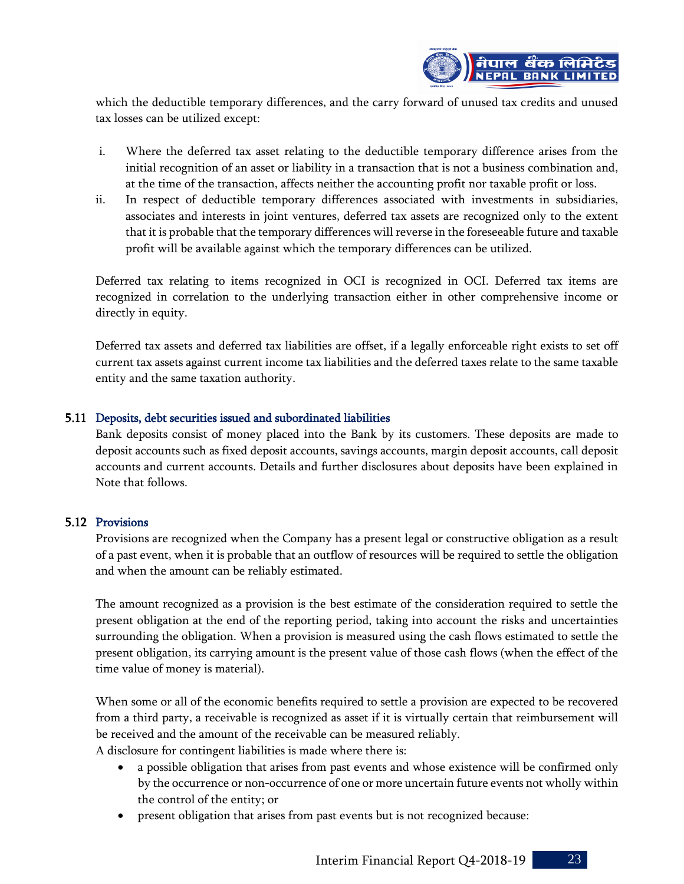which the deductible temporary differences, and the carry forward of unused tax credits and unused tax losses can be utilized except:

i. Where the deferred tax asset relating to the deductible temporary difference arises from the initial recognition of an asset or liability in a transaction that is not a business combination and, at the time of the transaction, affects neither the accounting profit nor taxable profit or loss.
ii. In respect of deductible temporary differences associated with investments in subsidiaries, associates and interests in joint ventures, deferred tax assets are recognized only to the extent that it is probable that the temporary differences will reverse in the foreseeable future and taxable profit will be available against which the temporary differences can be utilized.

Deferred tax relating to items recognized in OCI is recognized in OCI. Deferred tax items are recognized in correlation to the underlying transaction either in other comprehensive income or directly in equity.

Deferred tax assets and deferred tax liabilities are offset, if a legally enforceable right exists to set off current tax assets against current income tax liabilities and the deferred taxes relate to the same taxable entity and the same taxation authority.

### 5.11 Deposits, debt securities issued and subordinated liabilities

Bank deposits consist of money placed into the Bank by its customers. These deposits are made to deposit accounts such as fixed deposit accounts, savings accounts, margin deposit accounts, call deposit accounts and current accounts. Details and further disclosures about deposits have been explained in Note that follows.

### 5.12 Provisions

Provisions are recognized when the Company has a present legal or constructive obligation as a result of a past event, when it is probable that an outflow of resources will be required to settle the obligation and when the amount can be reliably estimated.

The amount recognized as a provision is the best estimate of the consideration required to settle the present obligation at the end of the reporting period, taking into account the risks and uncertainties surrounding the obligation. When a provision is measured using the cash flows estimated to settle the present obligation, its carrying amount is the present value of those cash flows (when the effect of the time value of money is material).

When some or all of the economic benefits required to settle a provision are expected to be recovered from a third party, a receivable is recognized as asset if it is virtually certain that reimbursement will be received and the amount of the receivable can be measured reliably.

A disclosure for contingent liabilities is made where there is:

- a possible obligation that arises from past events and whose existence will be confirmed only by the occurrence or non-occurrence of one or more uncertain future events not wholly within the control of the entity; or
- present obligation that arises from past events but is not recognized because: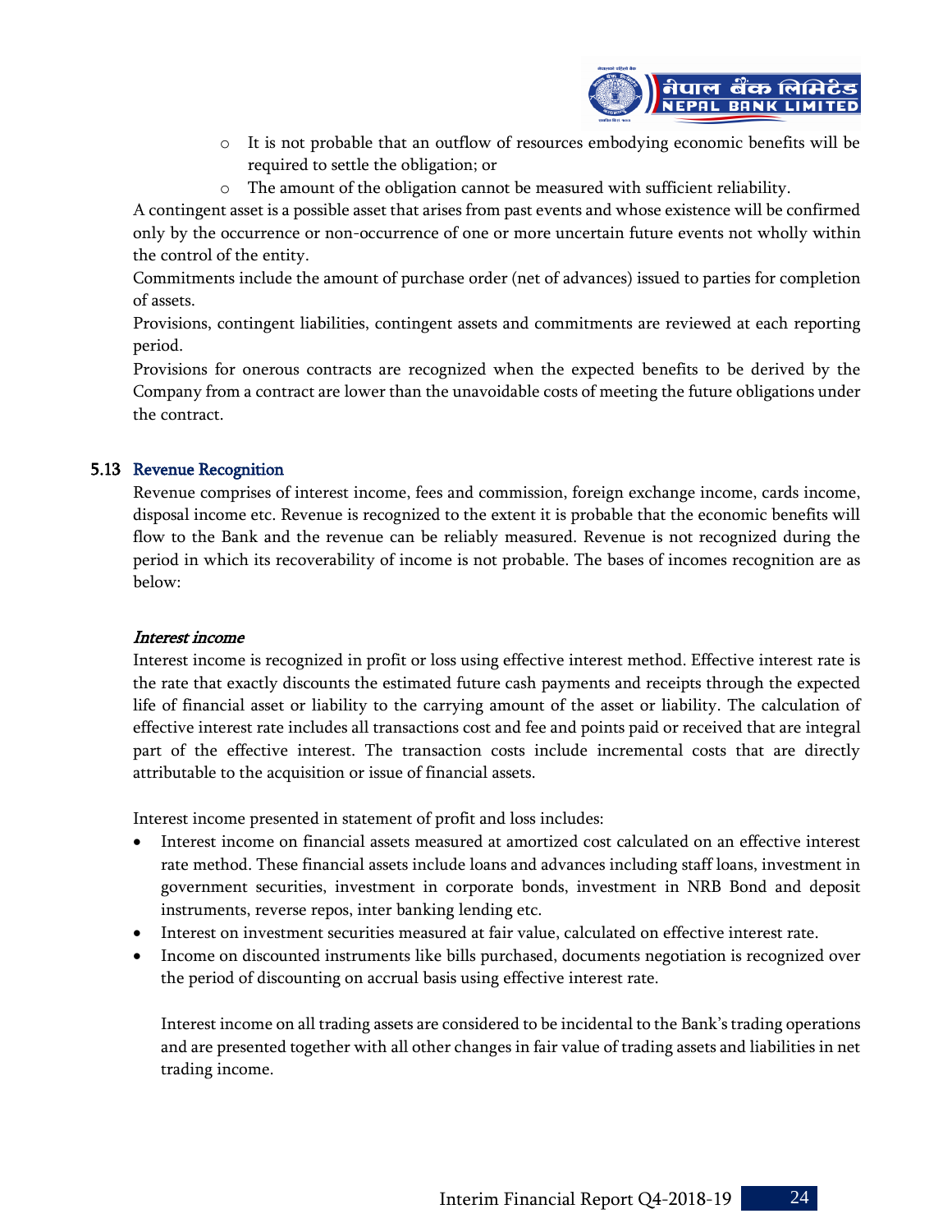- It is not probable that an outflow of resources embodying economic benefits will be required to settle the obligation; or
- The amount of the obligation cannot be measured with sufficient reliability.

A contingent asset is a possible asset that arises from past events and whose existence will be confirmed only by the occurrence or non-occurrence of one or more uncertain future events not wholly within the control of the entity.

Commitments include the amount of purchase order (net of advances) issued to parties for completion of assets.

Provisions, contingent liabilities, contingent assets and commitments are reviewed at each reporting period.

Provisions for onerous contracts are recognized when the expected benefits to be derived by the Company from a contract are lower than the unavoidable costs of meeting the future obligations under the contract.

## 5.13 Revenue Recognition

Revenue comprises of interest income, fees and commission, foreign exchange income, cards income, disposal income etc. Revenue is recognized to the extent it is probable that the economic benefits will flow to the Bank and the revenue can be reliably measured. Revenue is not recognized during the period in which its recoverability of income is not probable. The bases of incomes recognition are as below:

### *Interest income*

Interest income is recognized in profit or loss using effective interest method. Effective interest rate is the rate that exactly discounts the estimated future cash payments and receipts through the expected life of financial asset or liability to the carrying amount of the asset or liability. The calculation of effective interest rate includes all transactions cost and fee and points paid or received that are integral part of the effective interest. The transaction costs include incremental costs that are directly attributable to the acquisition or issue of financial assets.

Interest income presented in statement of profit and loss includes:

- Interest income on financial assets measured at amortized cost calculated on an effective interest rate method. These financial assets include loans and advances including staff loans, investment in government securities, investment in corporate bonds, investment in NRB Bond and deposit instruments, reverse repos, inter banking lending etc.
- Interest on investment securities measured at fair value, calculated on effective interest rate.
- Income on discounted instruments like bills purchased, documents negotiation is recognized over the period of discounting on accrual basis using effective interest rate.

  Interest income on all trading assets are considered to be incidental to the Bank's trading operations and are presented together with all other changes in fair value of trading assets and liabilities in net trading income.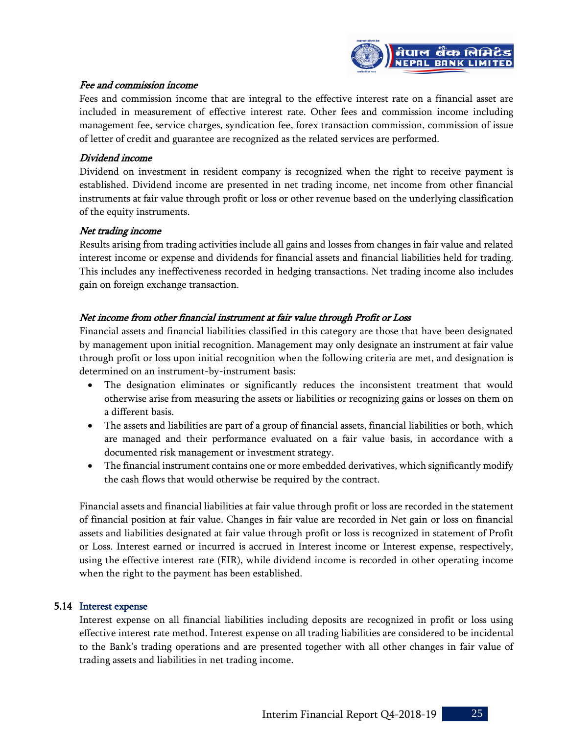*Fee and commission income*

Fees and commission income that are integral to the effective interest rate on a financial asset are included in measurement of effective interest rate. Other fees and commission income including management fee, service charges, syndication fee, forex transaction commission, commission of issue of letter of credit and guarantee are recognized as the related services are performed.

*Dividend income*

Dividend on investment in resident company is recognized when the right to receive payment is established. Dividend income are presented in net trading income, net income from other financial instruments at fair value through profit or loss or other revenue based on the underlying classification of the equity instruments.

*Net trading income*

Results arising from trading activities include all gains and losses from changes in fair value and related interest income or expense and dividends for financial assets and financial liabilities held for trading. This includes any ineffectiveness recorded in hedging transactions. Net trading income also includes gain on foreign exchange transaction.

*Net income from other financial instrument at fair value through Profit or Loss*

Financial assets and financial liabilities classified in this category are those that have been designated by management upon initial recognition. Management may only designate an instrument at fair value through profit or loss upon initial recognition when the following criteria are met, and designation is determined on an instrument-by-instrument basis:

- The designation eliminates or significantly reduces the inconsistent treatment that would otherwise arise from measuring the assets or liabilities or recognizing gains or losses on them on a different basis.
- The assets and liabilities are part of a group of financial assets, financial liabilities or both, which are managed and their performance evaluated on a fair value basis, in accordance with a documented risk management or investment strategy.
- The financial instrument contains one or more embedded derivatives, which significantly modify the cash flows that would otherwise be required by the contract.

Financial assets and financial liabilities at fair value through profit or loss are recorded in the statement of financial position at fair value. Changes in fair value are recorded in Net gain or loss on financial assets and liabilities designated at fair value through profit or loss is recognized in statement of Profit or Loss. Interest earned or incurred is accrued in Interest income or Interest expense, respectively, using the effective interest rate (EIR), while dividend income is recorded in other operating income when the right to the payment has been established.

### 5.14 Interest expense

Interest expense on all financial liabilities including deposits are recognized in profit or loss using effective interest rate method. Interest expense on all trading liabilities are considered to be incidental to the Bank's trading operations and are presented together with all other changes in fair value of trading assets and liabilities in net trading income.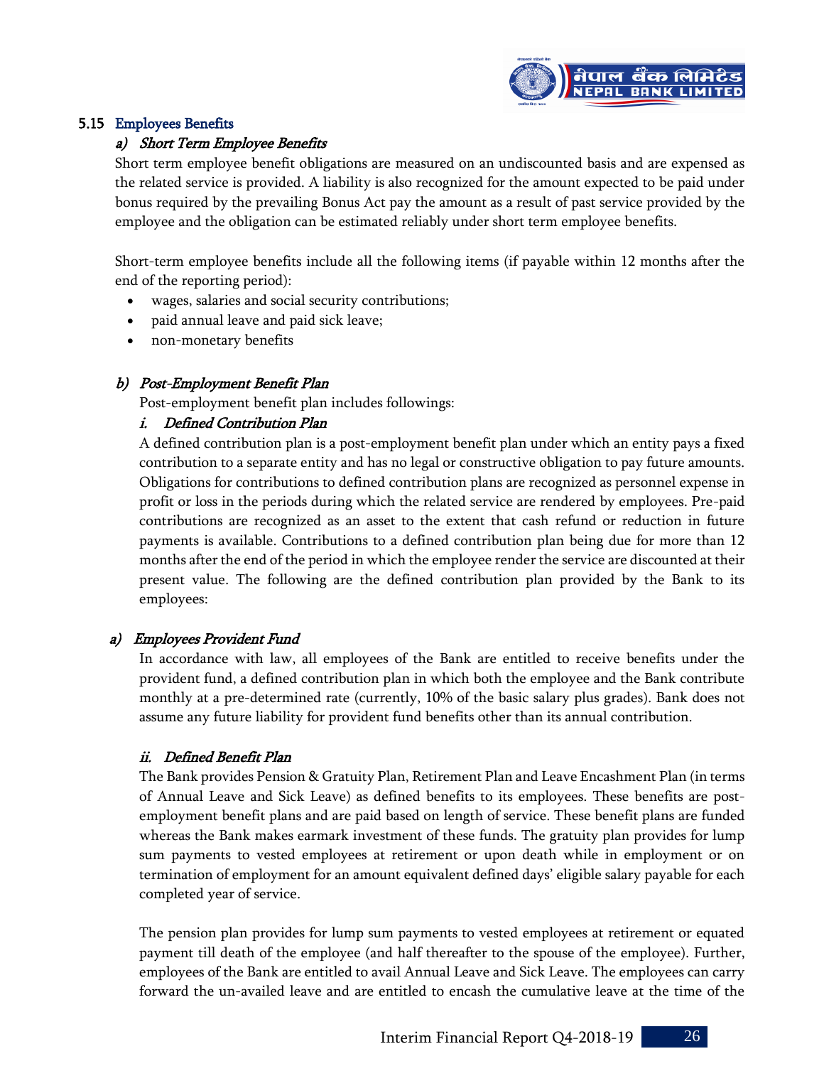### 5.15 Employees Benefits

#### a) *Short Term Employee Benefits*

Short term employee benefit obligations are measured on an undiscounted basis and are expensed as the related service is provided. A liability is also recognized for the amount expected to be paid under bonus required by the prevailing Bonus Act pay the amount as a result of past service provided by the employee and the obligation can be estimated reliably under short term employee benefits.

Short-term employee benefits include all the following items (if payable within 12 months after the end of the reporting period):

- wages, salaries and social security contributions;
- paid annual leave and paid sick leave;
- non-monetary benefits

#### b) *Post-Employment Benefit Plan*

Post-employment benefit plan includes followings:

##### i. *Defined Contribution Plan*

A defined contribution plan is a post-employment benefit plan under which an entity pays a fixed contribution to a separate entity and has no legal or constructive obligation to pay future amounts. Obligations for contributions to defined contribution plans are recognized as personnel expense in profit or loss in the periods during which the related service are rendered by employees. Pre-paid contributions are recognized as an asset to the extent that cash refund or reduction in future payments is available. Contributions to a defined contribution plan being due for more than 12 months after the end of the period in which the employee render the service are discounted at their present value. The following are the defined contribution plan provided by the Bank to its employees:

##### a) *Employees Provident Fund*

In accordance with law, all employees of the Bank are entitled to receive benefits under the provident fund, a defined contribution plan in which both the employee and the Bank contribute monthly at a pre-determined rate (currently, 10% of the basic salary plus grades). Bank does not assume any future liability for provident fund benefits other than its annual contribution.

##### ii. *Defined Benefit Plan*

The Bank provides Pension & Gratuity Plan, Retirement Plan and Leave Encashment Plan (in terms of Annual Leave and Sick Leave) as defined benefits to its employees. These benefits are post-employment benefit plans and are paid based on length of service. These benefit plans are funded whereas the Bank makes earmark investment of these funds. The gratuity plan provides for lump sum payments to vested employees at retirement or upon death while in employment or on termination of employment for an amount equivalent defined days' eligible salary payable for each completed year of service.

The pension plan provides for lump sum payments to vested employees at retirement or equated payment till death of the employee (and half thereafter to the spouse of the employee). Further, employees of the Bank are entitled to avail Annual Leave and Sick Leave. The employees can carry forward the un-availed leave and are entitled to encash the cumulative leave at the time of the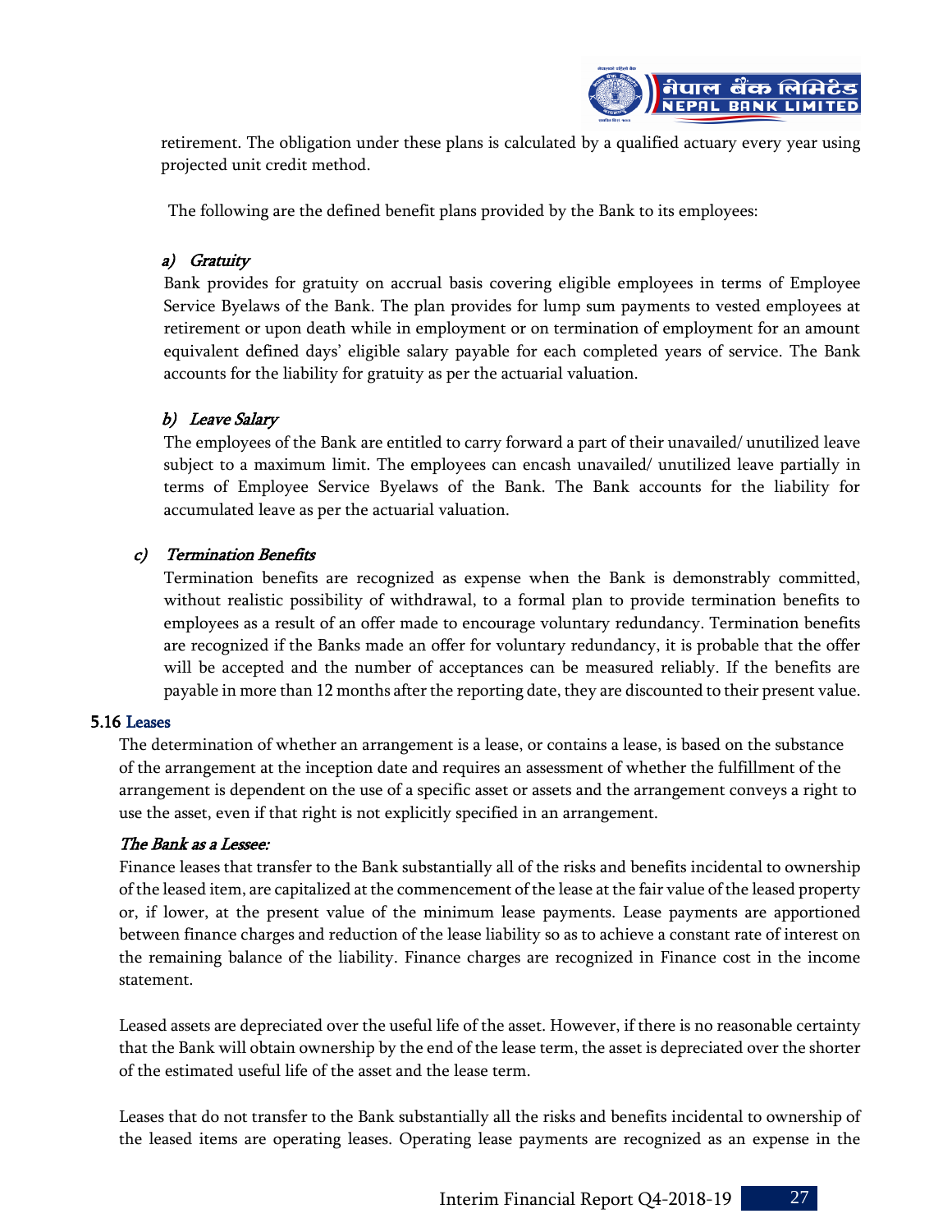retirement. The obligation under these plans is calculated by a qualified actuary every year using projected unit credit method.

The following are the defined benefit plans provided by the Bank to its employees:

*a) Gratuity*

Bank provides for gratuity on accrual basis covering eligible employees in terms of Employee Service Byelaws of the Bank. The plan provides for lump sum payments to vested employees at retirement or upon death while in employment or on termination of employment for an amount equivalent defined days' eligible salary payable for each completed years of service. The Bank accounts for the liability for gratuity as per the actuarial valuation.

*b) Leave Salary*

The employees of the Bank are entitled to carry forward a part of their unavailed/ unutilized leave subject to a maximum limit. The employees can encash unavailed/ unutilized leave partially in terms of Employee Service Byelaws of the Bank. The Bank accounts for the liability for accumulated leave as per the actuarial valuation.

*c) Termination Benefits*

Termination benefits are recognized as expense when the Bank is demonstrably committed, without realistic possibility of withdrawal, to a formal plan to provide termination benefits to employees as a result of an offer made to encourage voluntary redundancy. Termination benefits are recognized if the Banks made an offer for voluntary redundancy, it is probable that the offer will be accepted and the number of acceptances can be measured reliably. If the benefits are payable in more than 12 months after the reporting date, they are discounted to their present value.

### 5.16 Leases

The determination of whether an arrangement is a lease, or contains a lease, is based on the substance of the arrangement at the inception date and requires an assessment of whether the fulfillment of the arrangement is dependent on the use of a specific asset or assets and the arrangement conveys a right to use the asset, even if that right is not explicitly specified in an arrangement.

***The Bank as a Lessee:***

Finance leases that transfer to the Bank substantially all of the risks and benefits incidental to ownership of the leased item, are capitalized at the commencement of the lease at the fair value of the leased property or, if lower, at the present value of the minimum lease payments. Lease payments are apportioned between finance charges and reduction of the lease liability so as to achieve a constant rate of interest on the remaining balance of the liability. Finance charges are recognized in Finance cost in the income statement.

Leased assets are depreciated over the useful life of the asset. However, if there is no reasonable certainty that the Bank will obtain ownership by the end of the lease term, the asset is depreciated over the shorter of the estimated useful life of the asset and the lease term.

Leases that do not transfer to the Bank substantially all the risks and benefits incidental to ownership of the leased items are operating leases. Operating lease payments are recognized as an expense in the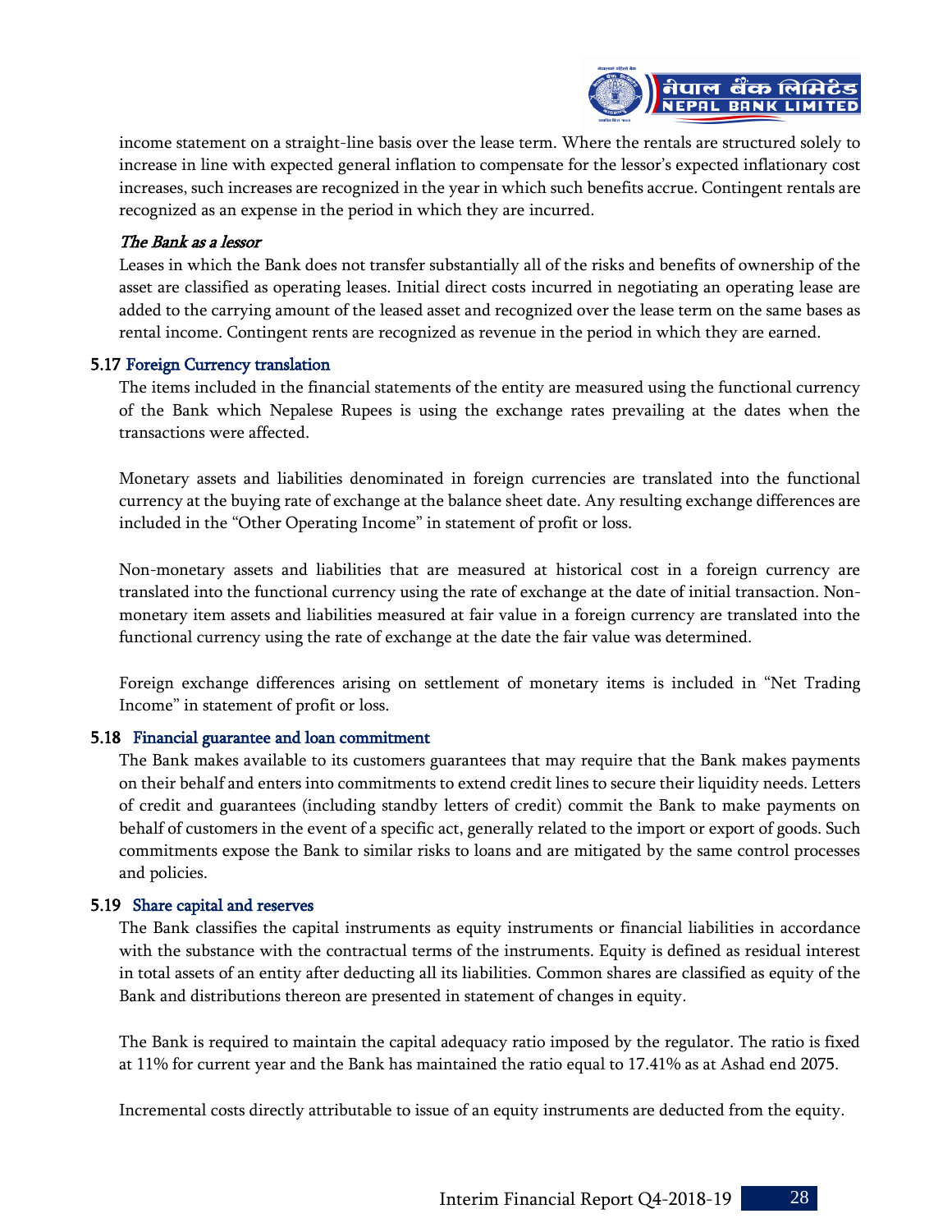income statement on a straight-line basis over the lease term. Where the rentals are structured solely to increase in line with expected general inflation to compensate for the lessor's expected inflationary cost increases, such increases are recognized in the year in which such benefits accrue. Contingent rentals are recognized as an expense in the period in which they are incurred.

*The Bank as a lessor*

Leases in which the Bank does not transfer substantially all of the risks and benefits of ownership of the asset are classified as operating leases. Initial direct costs incurred in negotiating an operating lease are added to the carrying amount of the leased asset and recognized over the lease term on the same bases as rental income. Contingent rents are recognized as revenue in the period in which they are earned.

### 5.17 Foreign Currency translation

The items included in the financial statements of the entity are measured using the functional currency of the Bank which Nepalese Rupees is using the exchange rates prevailing at the dates when the transactions were affected.

Monetary assets and liabilities denominated in foreign currencies are translated into the functional currency at the buying rate of exchange at the balance sheet date. Any resulting exchange differences are included in the "Other Operating Income" in statement of profit or loss.

Non-monetary assets and liabilities that are measured at historical cost in a foreign currency are translated into the functional currency using the rate of exchange at the date of initial transaction. Non-monetary item assets and liabilities measured at fair value in a foreign currency are translated into the functional currency using the rate of exchange at the date the fair value was determined.

Foreign exchange differences arising on settlement of monetary items is included in "Net Trading Income" in statement of profit or loss.

### 5.18 Financial guarantee and loan commitment

The Bank makes available to its customers guarantees that may require that the Bank makes payments on their behalf and enters into commitments to extend credit lines to secure their liquidity needs. Letters of credit and guarantees (including standby letters of credit) commit the Bank to make payments on behalf of customers in the event of a specific act, generally related to the import or export of goods. Such commitments expose the Bank to similar risks to loans and are mitigated by the same control processes and policies.

### 5.19 Share capital and reserves

The Bank classifies the capital instruments as equity instruments or financial liabilities in accordance with the substance with the contractual terms of the instruments. Equity is defined as residual interest in total assets of an entity after deducting all its liabilities. Common shares are classified as equity of the Bank and distributions thereon are presented in statement of changes in equity.

The Bank is required to maintain the capital adequacy ratio imposed by the regulator. The ratio is fixed at 11% for current year and the Bank has maintained the ratio equal to 17.41% as at Ashad end 2075.

Incremental costs directly attributable to issue of an equity instruments are deducted from the equity.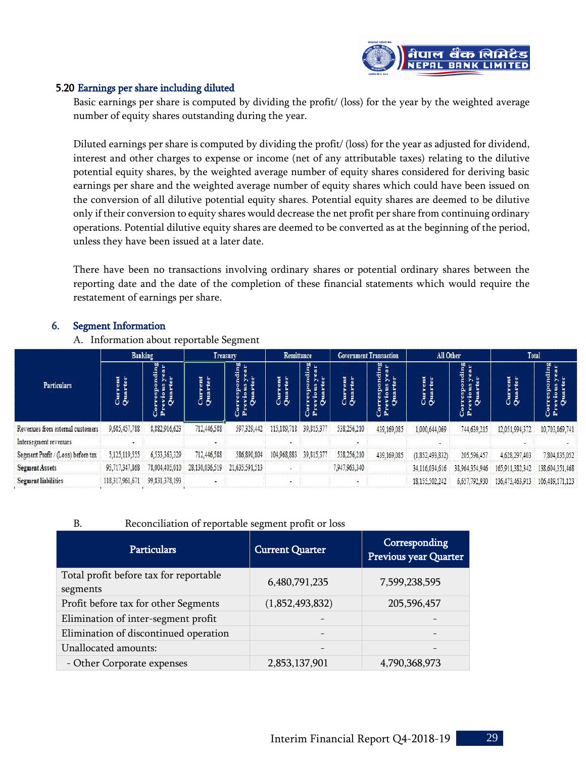### 5.20 Earnings per share including diluted

Basic earnings per share is computed by dividing the profit/ (loss) for the year by the weighted average number of equity shares outstanding during the year.

Diluted earnings per share is computed by dividing the profit/ (loss) for the year as adjusted for dividend, interest and other charges to expense or income (net of any attributable taxes) relating to the dilutive potential equity shares, by the weighted average number of equity shares considered for deriving basic earnings per share and the weighted average number of equity shares which could have been issued on the conversion of all dilutive potential equity shares. Potential equity shares are deemed to be dilutive only if their conversion to equity shares would decrease the net profit per share from continuing ordinary operations. Potential dilutive equity shares are deemed to be converted as at the beginning of the period, unless they have been issued at a later date.

There have been no transactions involving ordinary shares or potential ordinary shares between the reporting date and the date of the completion of these financial statements which would require the restatement of earnings per share.

## 6. Segment Information

A. Information about reportable Segment

| Particulars | Banking | | Treasury | | Remittance | | Government Transaction | | All Other | | Total | |
|---|---|---|---|---|---|---|---|---|---|---|---|---|
| | Current Quarter | Corresponding Previous year Quarter | Current Quarter | Corresponding Previous year Quarter | Current Quarter | Corresponding Previous year Quarter | Current Quarter | Corresponding Previous year Quarter | Current Quarter | Corresponding Previous year Quarter | Current Quarter | Corresponding Previous year Quarter |
| Revenues from external customers | 9,685,457,788 | 8,882,916,623 | 712,446,588 | 597,329,442 | 115,189,718 | 39,815,377 | 538,256,210 | 439,169,085 | 1,000,644,069 | 744,639,215 | 12,051,994,372 | 10,703,869,741 |
| Intersegment revenues | - | | - | | - | | - | | - | | - | - |
| Segment Profit / (Loss) before tax | 5,125,119,555 | 6,533,363,329 | 712,446,588 | 586,890,804 | 104,968,883 | 39,815,377 | 538,256,210 | 439,169,085 | (1,852,493,832) | 205,596,457 | 4,628,297,403 | 7,804,835,052 |
| **Segment Assets** | 95,717,347,868 | 78,004,405,010 | 28,130,036,519 | 21,635,591,513 | - | | 7,947,963,340 | | 34,116,034,616 | 38,964,354,946 | 165,911,382,342 | 138,604,351,468 |
| **Segment liabilities** | 118,317,961,671 | 99,831,378,193 | - | | - | | - | | 18,155,502,242 | 6,657,792,930 | 136,473,463,913 | 106,489,171,123 |

B. Reconciliation of reportable segment profit or loss

| Particulars | Current Quarter | Corresponding Previous year Quarter |
|---|---|---|
| Total profit before tax for reportable segments | 6,480,791,235 | 7,599,238,595 |
| Profit before tax for other Segments | (1,852,493,832) | 205,596,457 |
| Elimination of inter-segment profit | - | - |
| Elimination of discontinued operation | - | - |
| Unallocated amounts: | - | - |
| - Other Corporate expenses | 2,853,137,901 | 4,790,368,973 |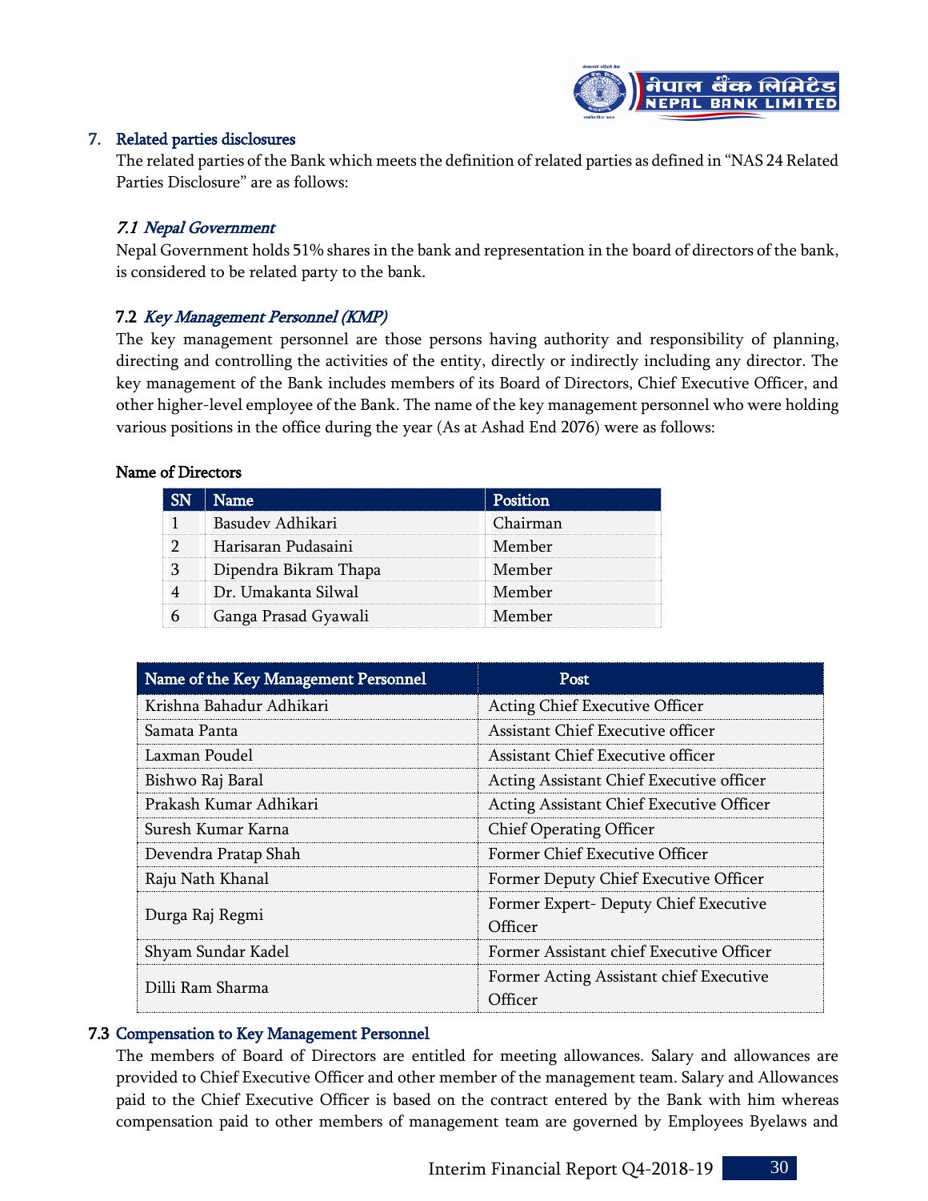## 7. Related parties disclosures

The related parties of the Bank which meets the definition of related parties as defined in "NAS 24 Related Parties Disclosure" are as follows:

### *7.1 Nepal Government*

Nepal Government holds 51% shares in the bank and representation in the board of directors of the bank, is considered to be related party to the bank.

### 7.2 *Key Management Personnel (KMP)*

The key management personnel are those persons having authority and responsibility of planning, directing and controlling the activities of the entity, directly or indirectly including any director. The key management of the Bank includes members of its Board of Directors, Chief Executive Officer, and other higher-level employee of the Bank. The name of the key management personnel who were holding various positions in the office during the year (As at Ashad End 2076) were as follows:

**Name of Directors**

| SN | Name | Position |
|---|---|---|
| 1 | Basudev Adhikari | Chairman |
| 2 | Harisaran Pudasaini | Member |
| 3 | Dipendra Bikram Thapa | Member |
| 4 | Dr. Umakanta Silwal | Member |
| 6 | Ganga Prasad Gyawali | Member |

| Name of the Key Management Personnel | Post |
|---|---|
| Krishna Bahadur Adhikari | Acting Chief Executive Officer |
| Samata Panta | Assistant Chief Executive officer |
| Laxman Poudel | Assistant Chief Executive officer |
| Bishwo Raj Baral | Acting Assistant Chief Executive officer |
| Prakash Kumar Adhikari | Acting Assistant Chief Executive Officer |
| Suresh Kumar Karna | Chief Operating Officer |
| Devendra Pratap Shah | Former Chief Executive Officer |
| Raju Nath Khanal | Former Deputy Chief Executive Officer |
| Durga Raj Regmi | Former Expert- Deputy Chief Executive Officer |
| Shyam Sundar Kadel | Former Assistant chief Executive Officer |
| Dilli Ram Sharma | Former Acting Assistant chief Executive Officer |

### 7.3 Compensation to Key Management Personnel

The members of Board of Directors are entitled for meeting allowances. Salary and allowances are provided to Chief Executive Officer and other member of the management team. Salary and Allowances paid to the Chief Executive Officer is based on the contract entered by the Bank with him whereas compensation paid to other members of management team are governed by Employees Byelaws and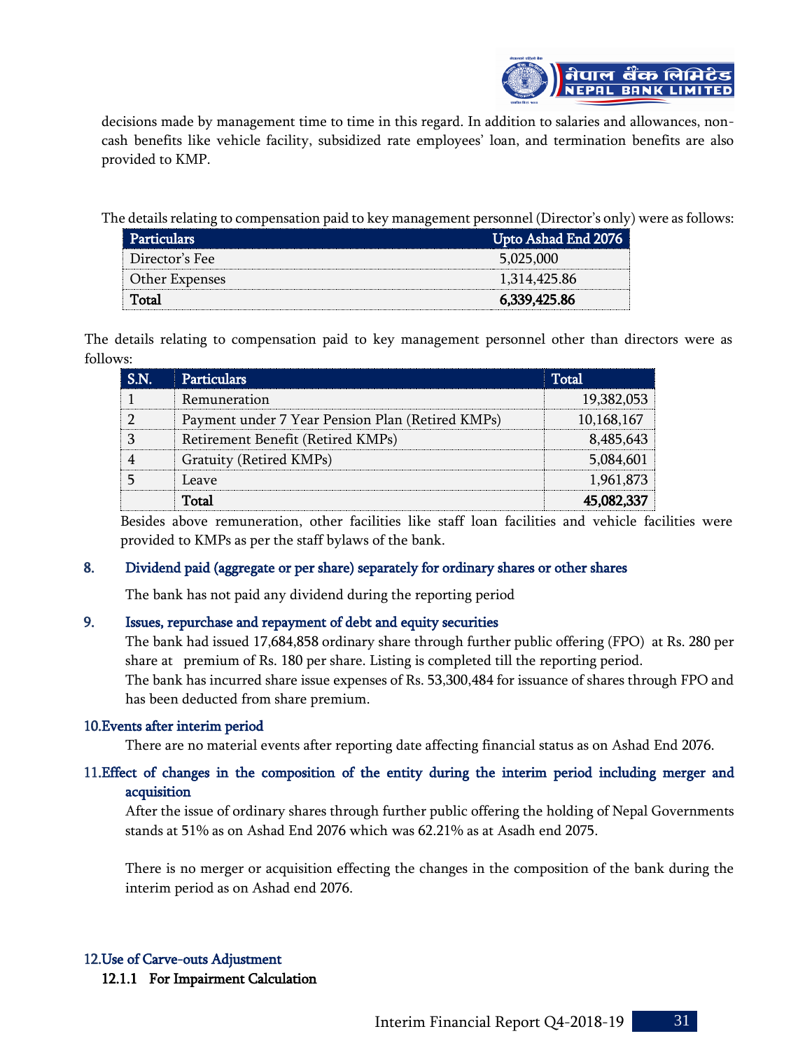decisions made by management time to time in this regard. In addition to salaries and allowances, non-cash benefits like vehicle facility, subsidized rate employees' loan, and termination benefits are also provided to KMP.

The details relating to compensation paid to key management personnel (Director's only) were as follows:

| Particulars | Upto Ashad End 2076 |
|---|---|
| Director's Fee | 5,025,000 |
| Other Expenses | 1,314,425.86 |
| **Total** | **6,339,425.86** |

The details relating to compensation paid to key management personnel other than directors were as follows:

| S.N. | Particulars | Total |
|---|---|---|
| 1 | Remuneration | 19,382,053 |
| 2 | Payment under 7 Year Pension Plan (Retired KMPs) | 10,168,167 |
| 3 | Retirement Benefit (Retired KMPs) | 8,485,643 |
| 4 | Gratuity (Retired KMPs) | 5,084,601 |
| 5 | Leave | 1,961,873 |
| | **Total** | **45,082,337** |

Besides above remuneration, other facilities like staff loan facilities and vehicle facilities were provided to KMPs as per the staff bylaws of the bank.

### 8. Dividend paid (aggregate or per share) separately for ordinary shares or other shares

The bank has not paid any dividend during the reporting period

### 9. Issues, repurchase and repayment of debt and equity securities

The bank had issued 17,684,858 ordinary share through further public offering (FPO) at Rs. 280 per share at premium of Rs. 180 per share. Listing is completed till the reporting period.

The bank has incurred share issue expenses of Rs. 53,300,484 for issuance of shares through FPO and has been deducted from share premium.

### 10. Events after interim period

There are no material events after reporting date affecting financial status as on Ashad End 2076.

### 11. Effect of changes in the composition of the entity during the interim period including merger and acquisition

After the issue of ordinary shares through further public offering the holding of Nepal Governments stands at 51% as on Ashad End 2076 which was 62.21% as at Asadh end 2075.

There is no merger or acquisition effecting the changes in the composition of the bank during the interim period as on Ashad end 2076.

### 12. Use of Carve-outs Adjustment

#### 12.1.1 For Impairment Calculation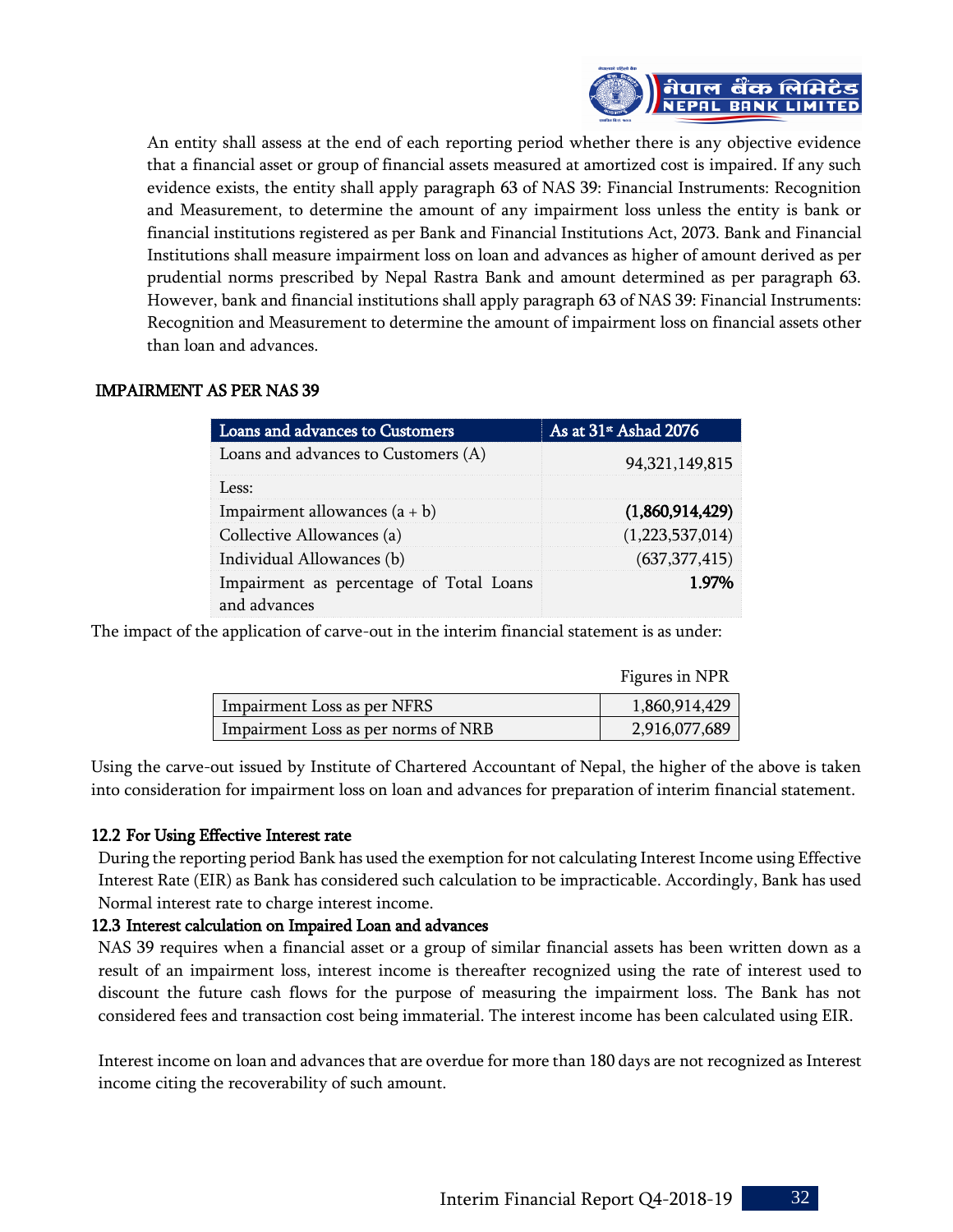An entity shall assess at the end of each reporting period whether there is any objective evidence that a financial asset or group of financial assets measured at amortized cost is impaired. If any such evidence exists, the entity shall apply paragraph 63 of NAS 39: Financial Instruments: Recognition and Measurement, to determine the amount of any impairment loss unless the entity is bank or financial institutions registered as per Bank and Financial Institutions Act, 2073. Bank and Financial Institutions shall measure impairment loss on loan and advances as higher of amount derived as per prudential norms prescribed by Nepal Rastra Bank and amount determined as per paragraph 63. However, bank and financial institutions shall apply paragraph 63 of NAS 39: Financial Instruments: Recognition and Measurement to determine the amount of impairment loss on financial assets other than loan and advances.

## IMPAIRMENT AS PER NAS 39

| Loans and advances to Customers | As at 31st Ashad 2076 |
|---|---|
| Loans and advances to Customers (A) | 94,321,149,815 |
| Less: | |
| Impairment allowances (a + b) | **(1,860,914,429)** |
| Collective Allowances (a) | (1,223,537,014) |
| Individual Allowances (b) | (637,377,415) |
| Impairment as percentage of Total Loans and advances | **1.97%** |

The impact of the application of carve-out in the interim financial statement is as under:

Figures in NPR

| | |
|---|---|
| Impairment Loss as per NFRS | 1,860,914,429 |
| Impairment Loss as per norms of NRB | 2,916,077,689 |

Using the carve-out issued by Institute of Chartered Accountant of Nepal, the higher of the above is taken into consideration for impairment loss on loan and advances for preparation of interim financial statement.

### 12.2 For Using Effective Interest rate

During the reporting period Bank has used the exemption for not calculating Interest Income using Effective Interest Rate (EIR) as Bank has considered such calculation to be impracticable. Accordingly, Bank has used Normal interest rate to charge interest income.

### 12.3 Interest calculation on Impaired Loan and advances

NAS 39 requires when a financial asset or a group of similar financial assets has been written down as a result of an impairment loss, interest income is thereafter recognized using the rate of interest used to discount the future cash flows for the purpose of measuring the impairment loss. The Bank has not considered fees and transaction cost being immaterial. The interest income has been calculated using EIR.

Interest income on loan and advances that are overdue for more than 180 days are not recognized as Interest income citing the recoverability of such amount.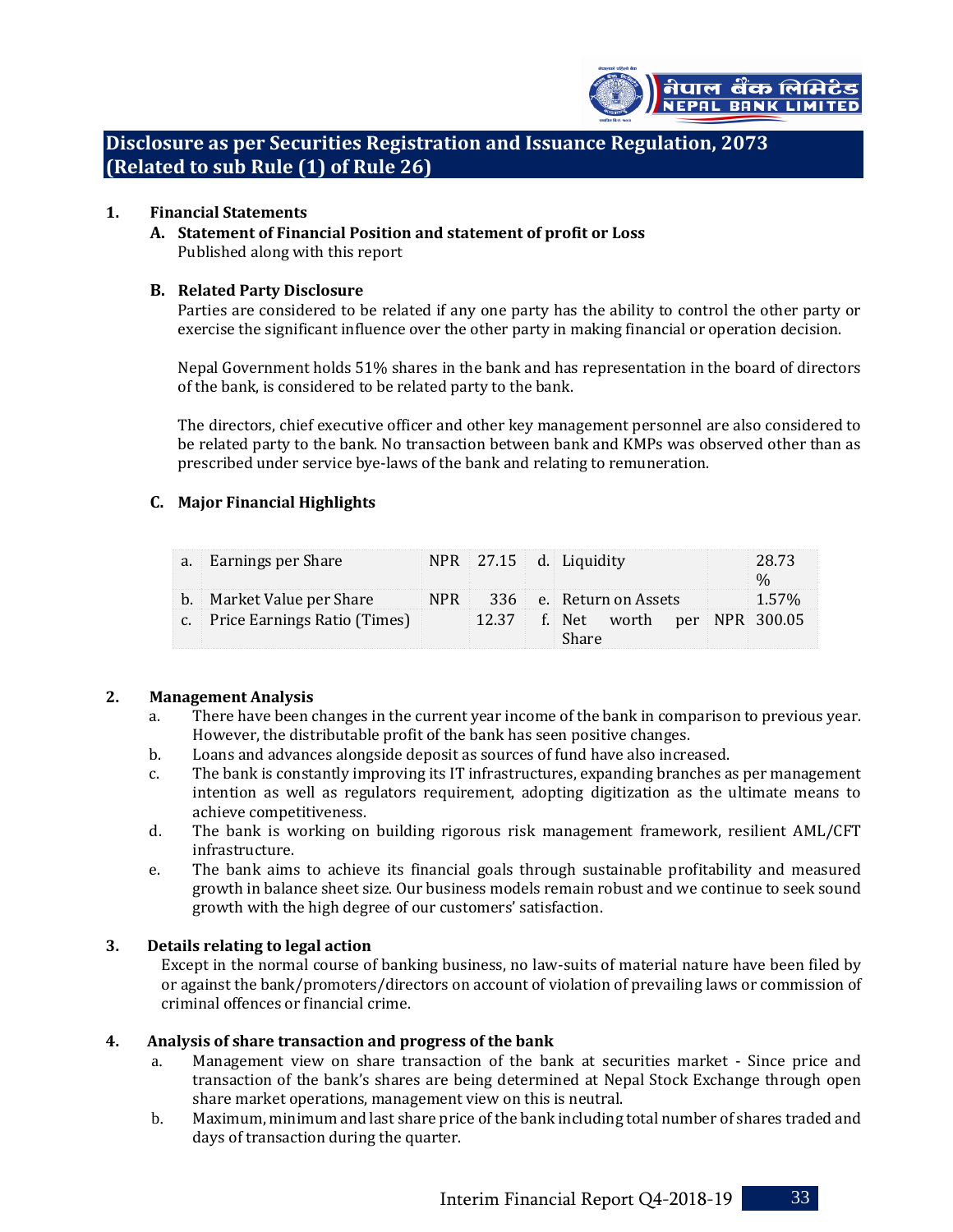# Disclosure as per Securities Registration and Issuance Regulation, 2073 (Related to sub Rule (1) of Rule 26)

## 1. Financial Statements

### A. Statement of Financial Position and statement of profit or Loss

Published along with this report

### B. Related Party Disclosure

Parties are considered to be related if any one party has the ability to control the other party or exercise the significant influence over the other party in making financial or operation decision.

Nepal Government holds 51% shares in the bank and has representation in the board of directors of the bank, is considered to be related party to the bank.

The directors, chief executive officer and other key management personnel are also considered to be related party to the bank. No transaction between bank and KMPs was observed other than as prescribed under service bye-laws of the bank and relating to remuneration.

### C. Major Financial Highlights

| | | | | | | | |
|---|---|---|---|---|---|---|---|
| a. | Earnings per Share | NPR | 27.15 | d. | Liquidity | | 28.73 % |
| b. | Market Value per Share | NPR | 336 | e. | Return on Assets | | 1.57% |
| c. | Price Earnings Ratio (Times) | | 12.37 | f. | Net worth per Share | NPR | 300.05 |

## 2. Management Analysis

a. There have been changes in the current year income of the bank in comparison to previous year. However, the distributable profit of the bank has seen positive changes.

b. Loans and advances alongside deposit as sources of fund have also increased.

c. The bank is constantly improving its IT infrastructures, expanding branches as per management intention as well as regulators requirement, adopting digitization as the ultimate means to achieve competitiveness.

d. The bank is working on building rigorous risk management framework, resilient AML/CFT infrastructure.

e. The bank aims to achieve its financial goals through sustainable profitability and measured growth in balance sheet size. Our business models remain robust and we continue to seek sound growth with the high degree of our customers' satisfaction.

## 3. Details relating to legal action

Except in the normal course of banking business, no law-suits of material nature have been filed by or against the bank/promoters/directors on account of violation of prevailing laws or commission of criminal offences or financial crime.

## 4. Analysis of share transaction and progress of the bank

a. Management view on share transaction of the bank at securities market - Since price and transaction of the bank's shares are being determined at Nepal Stock Exchange through open share market operations, management view on this is neutral.

b. Maximum, minimum and last share price of the bank including total number of shares traded and days of transaction during the quarter.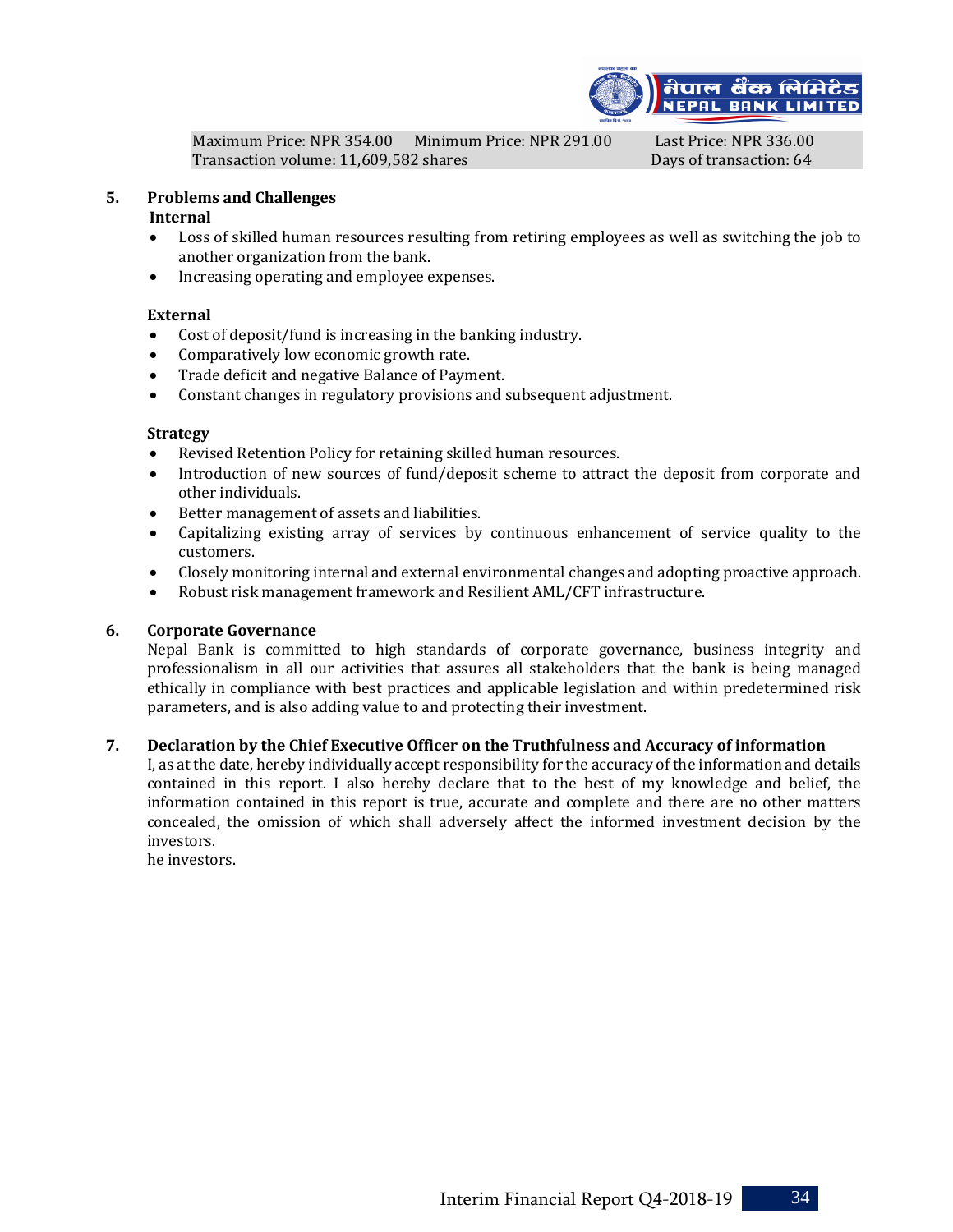| | | |
|---|---|---|
| Maximum Price: NPR 354.00 | Minimum Price: NPR 291.00 | Last Price: NPR 336.00 |
| Transaction volume: 11,609,582 shares | | Days of transaction: 64 |

**5. Problems and Challenges**

**Internal**

- Loss of skilled human resources resulting from retiring employees as well as switching the job to another organization from the bank.
- Increasing operating and employee expenses.

**External**

- Cost of deposit/fund is increasing in the banking industry.
- Comparatively low economic growth rate.
- Trade deficit and negative Balance of Payment.
- Constant changes in regulatory provisions and subsequent adjustment.

**Strategy**

- Revised Retention Policy for retaining skilled human resources.
- Introduction of new sources of fund/deposit scheme to attract the deposit from corporate and other individuals.
- Better management of assets and liabilities.
- Capitalizing existing array of services by continuous enhancement of service quality to the customers.
- Closely monitoring internal and external environmental changes and adopting proactive approach.
- Robust risk management framework and Resilient AML/CFT infrastructure.

**6. Corporate Governance**

Nepal Bank is committed to high standards of corporate governance, business integrity and professionalism in all our activities that assures all stakeholders that the bank is being managed ethically in compliance with best practices and applicable legislation and within predetermined risk parameters, and is also adding value to and protecting their investment.

**7. Declaration by the Chief Executive Officer on the Truthfulness and Accuracy of information**

I, as at the date, hereby individually accept responsibility for the accuracy of the information and details contained in this report. I also hereby declare that to the best of my knowledge and belief, the information contained in this report is true, accurate and complete and there are no other matters concealed, the omission of which shall adversely affect the informed investment decision by the investors.
he investors.